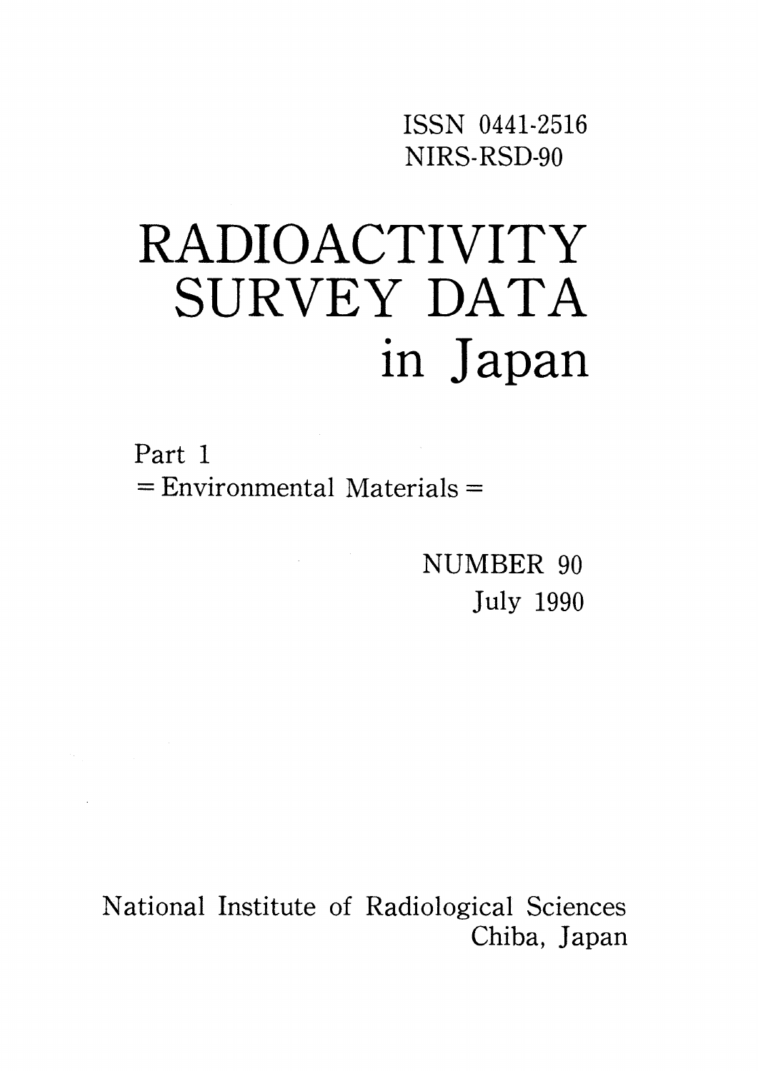ISSN 0441-2516
NIRS-RSD-90

# RADIOACTIVITY SURVEY DATA in Japan

Part 1
= Environmental Materials =

NUMBER 90
July 1990

National Institute of Radiological Sciences
Chiba, Japan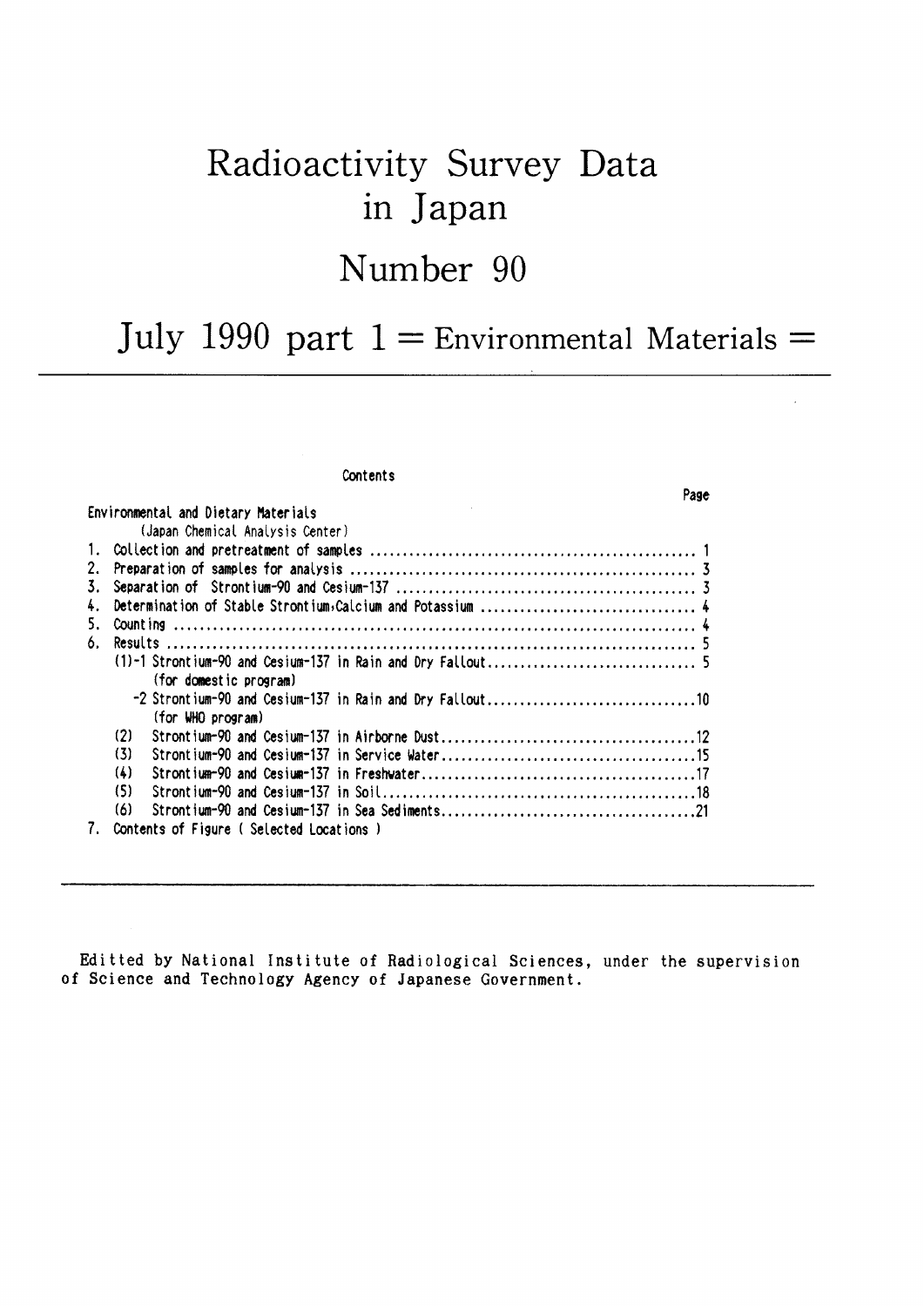# Radioactivity Survey Data in Japan

# Number 90

## July 1990 part 1 = Environmental Materials =

---

### Contents

| | Page |
|---|---|
| Environmental and Dietary Materials | |
| (Japan Chemical Analysis Center) | |
| 1. Collection and pretreatment of samples | 1 |
| 2. Preparation of samples for analysis | 3 |
| 3. Separation of Strontium-90 and Cesium-137 | 3 |
| 4. Determination of Stable Strontium, Calcium and Potassium | 4 |
| 5. Counting | 4 |
| 6. Results | 5 |
| (1)-1 Strontium-90 and Cesium-137 in Rain and Dry Fallout (for domestic program) | 5 |
| -2 Strontium-90 and Cesium-137 in Rain and Dry Fallout (for WHO program) | 10 |
| (2) Strontium-90 and Cesium-137 in Airborne Dust | 12 |
| (3) Strontium-90 and Cesium-137 in Service Water | 15 |
| (4) Strontium-90 and Cesium-137 in Freshwater | 17 |
| (5) Strontium-90 and Cesium-137 in Soil | 18 |
| (6) Strontium-90 and Cesium-137 in Sea Sediments | 21 |
| 7. Contents of Figure ( Selected Locations ) | |

---

Editted by National Institute of Radiological Sciences, under the supervision of Science and Technology Agency of Japanese Government.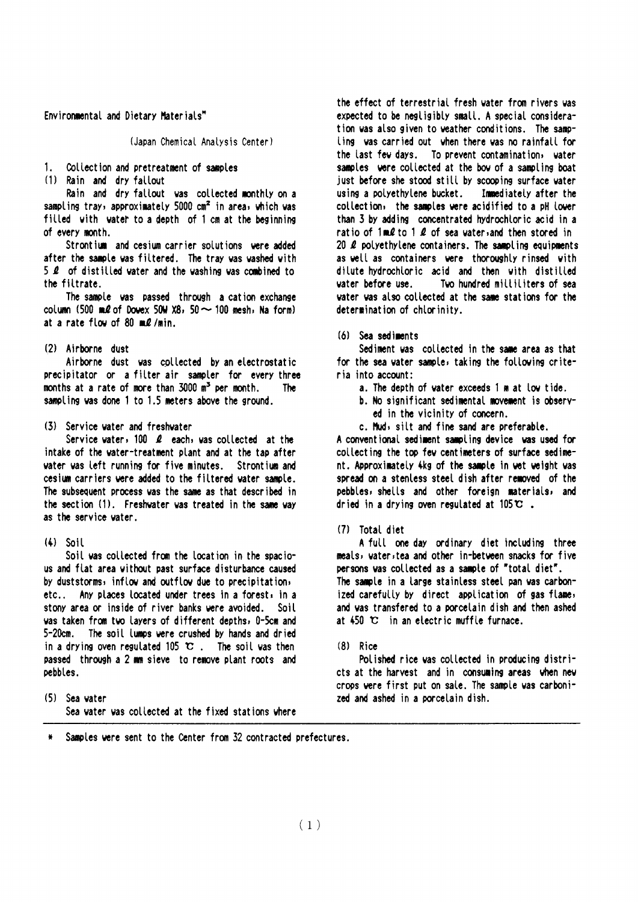Environmental and Dietary Materials*

(Japan Chemical Analysis Center)

1. Collection and pretreatment of samples

(1) Rain and dry fallout

Rain and dry fallout was collected monthly on a sampling tray, approximately 5000 $cm^2$ in area, which was filled with water to a depth of 1 cm at the beginning of every month.

Strontium and cesium carrier solutions were added after the sample was filtered. The tray was washed with 5 ℓ of distilled water and the washing was combined to the filtrate.

The sample was passed through a cation exchange column (500 mℓ of Dowex 50W X8, 50 ~ 100 mesh, Na form) at a rate flow of 80 mℓ/min.

(2) Airborne dust

Airborne dust was collected by an electrostatic precipitator or a filter air sampler for every three months at a rate of more than 3000 $m^3$ per month. The sampling was done 1 to 1.5 meters above the ground.

(3) Service water and freshwater

Service water, 100 ℓ each, was collected at the intake of the water-treatment plant and at the tap after water was left running for five minutes. Strontium and cesium carriers were added to the filtered water sample. The subsequent process was the same as that described in the section (1). Freshwater was treated in the same way as the service water.

(4) Soil

Soil was collected from the location in the spacious and flat area without past surface disturbance caused by duststorms, inflow and outflow due to precipitation, etc.. Any places located under trees in a forest, in a stony area or inside of river banks were avoided. Soil was taken from two layers of different depths, 0-5cm and 5-20cm. The soil lumps were crushed by hands and dried in a drying oven regulated 105 ℃. The soil was then passed through a 2 mm sieve to remove plant roots and pebbles.

(5) Sea water

Sea water was collected at the fixed stations where the effect of terrestrial fresh water from rivers was expected to be negligibly small. A special consideration was also given to weather conditions. The sampling was carried out when there was no rainfall for the last few days. To prevent contamination, water samples were collected at the bow of a sampling boat just before she stood still by scooping surface water using a polyethylene bucket. Immediately after the collection, the samples were acidified to a pH lower than 3 by adding concentrated hydrochloric acid in a ratio of 1mℓ to 1 ℓ of sea water,and then stored in 20 ℓ polyethylene containers. The sampling equipments as well as containers were thoroughly rinsed with dilute hydrochloric acid and then with distilled water before use. Two hundred milliliters of sea water was also collected at the same stations for the determination of chlorinity.

(6) Sea sediments

Sediment was collected in the same area as that for the sea water sample, taking the following criteria into account:

a. The depth of water exceeds 1 m at low tide.

b. No significant sedimental movement is observed in the vicinity of concern.

c. Mud, silt and fine sand are preferable.

A conventional sediment sampling device was used for collecting the top few centimeters of surface sediment. Approximately 4kg of the sample in wet weight was spread on a stenless steel dish after removed of the pebbles, shells and other foreign materials, and dried in a drying oven regulated at 105℃.

(7) Total diet

A full one day ordinary diet including three meals, water,tea and other in-between snacks for five persons was collected as a sample of "total diet". The sample in a large stainless steel pan was carbonized carefully by direct application of gas flame, and was transfered to a porcelain dish and then ashed at 450 ℃ in an electric muffle furnace.

(8) Rice

Polished rice was collected in producing districts at the harvest and in consuming areas when new crops were first put on sale. The sample was carbonized and ashed in a porcelain dish.

---

\* Samples were sent to the Center from 32 contracted prefectures.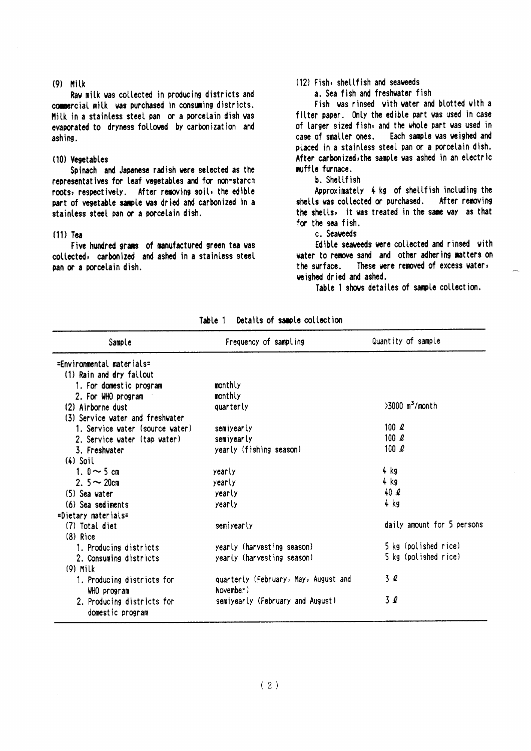### (9) Milk

Raw milk was collected in producing districts and commercial milk was purchased in consuming districts. Milk in a stainless steel pan or a porcelain dish was evaporated to dryness followed by carbonization and ashing.

### (10) Vegetables

Spinach and Japanese radish were selected as the representatives for leaf vegetables and for non-starch roots, respectively. After removing soil, the edible part of vegetable sample was dried and carbonized in a stainless steel pan or a porcelain dish.

### (11) Tea

Five hundred grams of manufactured green tea was collected, carbonized and ashed in a stainless steel pan or a porcelain dish.

### (12) Fish, shellfish and seaweeds

a. Sea fish and freshwater fish

Fish was rinsed with water and blotted with a filter paper. Only the edible part was used in case of larger sized fish, and the whole part was used in case of smaller ones. Each sample was weighed and placed in a stainless steel pan or a porcelain dish. After carbonized, the sample was ashed in an electric muffle furnace.

b. Shellfish

Approximately 4 kg of shellfish including the shells was collected or purchased. After removing the shells, it was treated in the same way as that for the sea fish.

c. Seaweeds

Edible seaweeds were collected and rinsed with water to remove sand and other adhering matters on the surface. These were removed of excess water, weighed dried and ashed.

Table 1 shows detailes of sample collection.

Table 1 Details of sample collection

| Sample | Frequency of sampling | Quantity of sample |
|---|---|---|
| =Environmental materials= | | |
| (1) Rain and dry fallout | | |
| 1. For domestic program | monthly | |
| 2. For WHO program | monthly | |
| (2) Airborne dust | quarterly | >3000 $m^3$/month |
| (3) Service water and freshwater | | |
| 1. Service water (source water) | semiyearly | 100 ℓ |
| 2. Service water (tap water) | semiyearly | 100 ℓ |
| 3. Freshwater | yearly (fishing season) | 100 ℓ |
| (4) Soil | | |
| 1. 0 ～ 5 cm | yearly | 4 kg |
| 2. 5 ～ 20cm | yearly | 4 kg |
| (5) Sea water | yearly | 40 ℓ |
| (6) Sea sediments | yearly | 4 kg |
| =Dietary materials= | | |
| (7) Total diet | semiyearly | daily amount for 5 persons |
| (8) Rice | | |
| 1. Producing districts | yearly (harvesting season) | 5 kg (polished rice) |
| 2. Consuming districts | yearly (harvesting season) | 5 kg (polished rice) |
| (9) Milk | | |
| 1. Producing districts for WHO program | quarterly (February, May, August and November) | 3 ℓ |
| 2. Producing districts for domestic program | semiyearly (February and August) | 3 ℓ |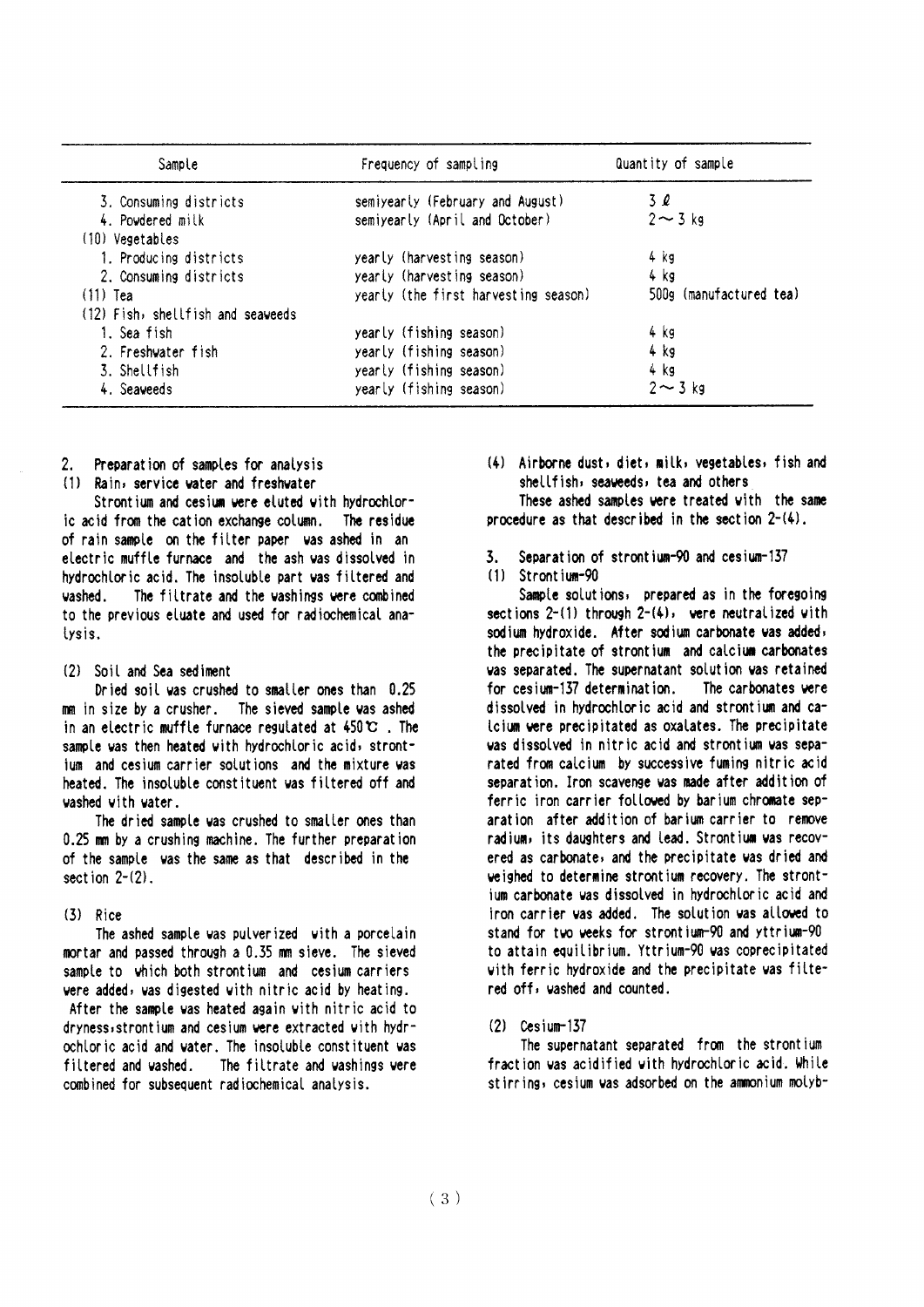| Sample | Frequency of sampling | Quantity of sample |
|---|---|---|
| 3. Consuming districts | semiyearly (February and August) | 3 ℓ |
| 4. Powdered milk | semiyearly (April and October) | 2～3 kg |
| (10) Vegetables | | |
| 1. Producing districts | yearly (harvesting season) | 4 kg |
| 2. Consuming districts | yearly (harvesting season) | 4 kg |
| (11) Tea | yearly (the first harvesting season) | 500g (manufactured tea) |
| (12) Fish, shellfish and seaweeds | | |
| 1. Sea fish | yearly (fishing season) | 4 kg |
| 2. Freshwater fish | yearly (fishing season) | 4 kg |
| 3. Shellfish | yearly (fishing season) | 4 kg |
| 4. Seaweeds | yearly (fishing season) | 2～3 kg |

## 2. Preparation of samples for analysis

### (1) Rain, service water and freshwater

Strontium and cesium were eluted with hydrochloric acid from the cation exchange column. The residue of rain sample on the filter paper was ashed in an electric muffle furnace and the ash was dissolved in hydrochloric acid. The insoluble part was filtered and washed. The filtrate and the washings were combined to the previous eluate and used for radiochemical analysis.

### (2) Soil and Sea sediment

Dried soil was crushed to smaller ones than 0.25 mm in size by a crusher. The sieved sample was ashed in an electric muffle furnace regulated at 450℃. The sample was then heated with hydrochloric acid, strontium and cesium carrier solutions and the mixture was heated. The insoluble constituent was filtered off and washed with water.

The dried sample was crushed to smaller ones than 0.25 mm by a crushing machine. The further preparation of the sample was the same as that described in the section 2-(2).

### (3) Rice

The ashed sample was pulverized with a porcelain mortar and passed through a 0.35 mm sieve. The sieved sample to which both strontium and cesium carriers were added, was digested with nitric acid by heating. After the sample was heated again with nitric acid to dryness, strontium and cesium were extracted with hydrochloric acid and water. The insoluble constituent was filtered and washed. The filtrate and washings were combined for subsequent radiochemical analysis.

### (4) Airborne dust, diet, milk, vegetables, fish and shellfish, seaweeds, tea and others

These ashed samples were treated with the same procedure as that described in the section 2-(4).

## 3. Separation of strontium-90 and cesium-137

### (1) Strontium-90

Sample solutions, prepared as in the foregoing sections 2-(1) through 2-(4), were neutralized with sodium hydroxide. After sodium carbonate was added, the precipitate of strontium and calcium carbonates was separated. The supernatant solution was retained for cesium-137 determination. The carbonates were dissolved in hydrochloric acid and strontium and calcium were precipitated as oxalates. The precipitate was dissolved in nitric acid and strontium was separated from calcium by successive fuming nitric acid separation. Iron scavenge was made after addition of ferric iron carrier followed by barium chromate separation after addition of barium carrier to remove radium, its daughters and lead. Strontium was recovered as carbonate, and the precipitate was dried and weighed to determine strontium recovery. The strontium carbonate was dissolved in hydrochloric acid and iron carrier was added. The solution was allowed to stand for two weeks for strontium-90 and yttrium-90 to attain equilibrium. Yttrium-90 was coprecipitated with ferric hydroxide and the precipitate was filtered off, washed and counted.

### (2) Cesium-137

The supernatant separated from the strontium fraction was acidified with hydrochloric acid. While stirring, cesium was adsorbed on the ammonium molyb-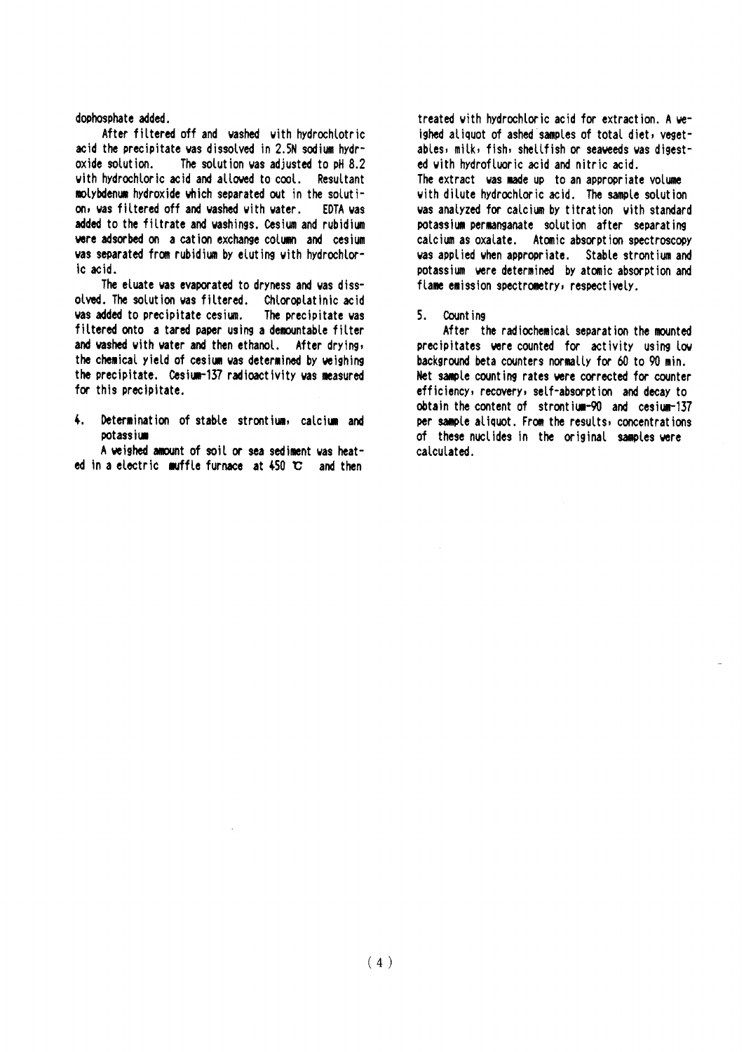dophosphate added.

After filtered off and washed with hydrochlotric acid the precipitate was dissolved in 2.5N sodium hydroxide solution. The solution was adjusted to pH 8.2 with hydrochloric acid and allowed to cool. Resultant molybdenum hydroxide which separated out in the solution, was filtered off and washed with water. EDTA was added to the filtrate and washings. Cesium and rubidium were adsorbed on a cation exchange column and cesium was separated from rubidium by eluting with hydrochloric acid.

The eluate was evaporated to dryness and was dissolved. The solution was filtered. Chloroplatinic acid was added to precipitate cesium. The precipitate was filtered onto a tared paper using a demountable filter and washed with water and then ethanol. After drying, the chemical yield of cesium was determined by weighing the precipitate. Cesium-137 radioactivity was measured for this precipitate.

## 4. Determination of stable strontium, calcium and potassium

A weighed amount of soil or sea sediment was heated in a electric muffle furnace at 450 ℃ and then treated with hydrochloric acid for extraction. A weighed aliquot of ashed samples of total diet, vegetables, milk, fish, shellfish or seaweeds was digested with hydrofluoric acid and nitric acid. The extract was made up to an appropriate volume with dilute hydrochloric acid. The sample solution was analyzed for calcium by titration with standard potassium permanganate solution after separating calcium as oxalate. Atomic absorption spectroscopy was applied when appropriate. Stable strontium and potassium were determined by atomic absorption and flame emission spectrometry, respectively.

## 5. Counting

After the radiochemical separation the mounted precipitates were counted for activity using low background beta counters normally for 60 to 90 min. Net sample counting rates were corrected for counter efficiency, recovery, self-absorption and decay to obtain the content of strontium-90 and cesium-137 per sample aliquot. From the results, concentrations of these nuclides in the original samples were calculated.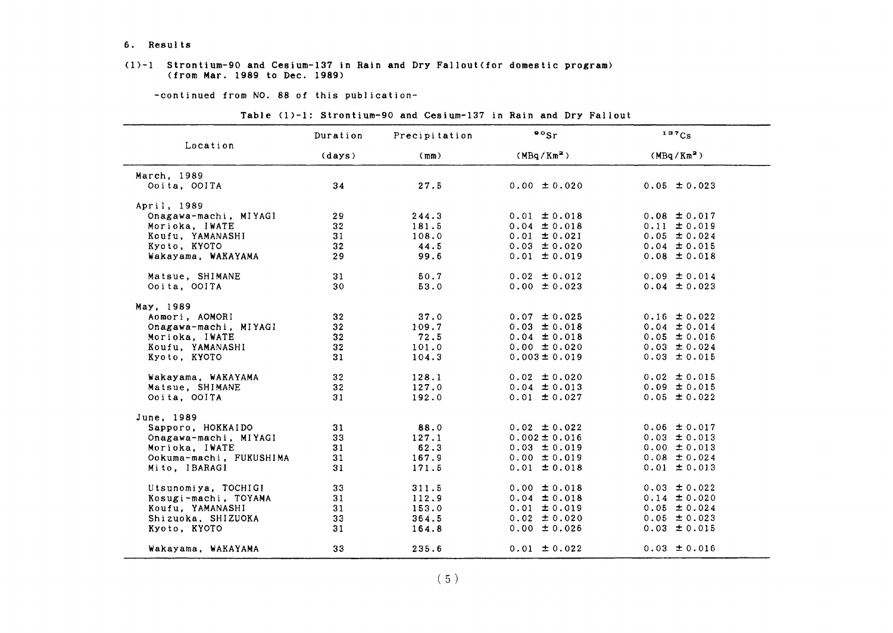## 6. Results

### (1)-1 Strontium-90 and Cesium-137 in Rain and Dry Fallout(for domestic program) (from Mar. 1989 to Dec. 1989)

-continued from NO. 88 of this publication-

Table (1)-1: Strontium-90 and Cesium-137 in Rain and Dry Fallout

| Location | Duration (days) | Precipitation (mm) | $^{90}Sr$ ($MBq/Km^2$) | $^{137}Cs$ ($MBq/Km^2$) |
|---|---|---|---|---|
| March, 1989 | | | | |
| Ooita, OOITA | 34 | 27.5 | 0.00 ± 0.020 | 0.05 ± 0.023 |
| April, 1989 | | | | |
| Onagawa-machi, MIYAGI | 29 | 244.3 | 0.01 ± 0.018 | 0.08 ± 0.017 |
| Morioka, IWATE | 32 | 181.5 | 0.04 ± 0.018 | 0.11 ± 0.019 |
| Koufu, YAMANASHI | 31 | 108.0 | 0.01 ± 0.021 | 0.05 ± 0.024 |
| Kyoto, KYOTO | 32 | 44.5 | 0.03 ± 0.020 | 0.04 ± 0.015 |
| Wakayama, WAKAYAMA | 29 | 99.6 | 0.01 ± 0.019 | 0.08 ± 0.018 |
| Matsue, SHIMANE | 31 | 50.7 | 0.02 ± 0.012 | 0.09 ± 0.014 |
| Ooita, OOITA | 30 | 53.0 | 0.00 ± 0.023 | 0.04 ± 0.023 |
| May, 1989 | | | | |
| Aomori, AOMORI | 32 | 37.0 | 0.07 ± 0.025 | 0.16 ± 0.022 |
| Onagawa-machi, MIYAGI | 32 | 109.7 | 0.03 ± 0.018 | 0.04 ± 0.014 |
| Morioka, IWATE | 32 | 72.5 | 0.04 ± 0.018 | 0.05 ± 0.016 |
| Koufu, YAMANASHI | 32 | 101.0 | 0.00 ± 0.020 | 0.03 ± 0.024 |
| Kyoto, KYOTO | 31 | 104.3 | 0.003 ± 0.019 | 0.03 ± 0.015 |
| Wakayama, WAKAYAMA | 32 | 128.1 | 0.02 ± 0.020 | 0.02 ± 0.015 |
| Matsue, SHIMANE | 32 | 127.0 | 0.04 ± 0.013 | 0.09 ± 0.015 |
| Ooita, OOITA | 31 | 192.0 | 0.01 ± 0.027 | 0.05 ± 0.022 |
| June, 1989 | | | | |
| Sapporo, HOKKAIDO | 31 | 88.0 | 0.02 ± 0.022 | 0.06 ± 0.017 |
| Onagawa-machi, MIYAGI | 33 | 127.1 | 0.002 ± 0.016 | 0.03 ± 0.013 |
| Morioka, IWATE | 31 | 62.3 | 0.03 ± 0.019 | 0.00 ± 0.013 |
| Ookuma-machi, FUKUSHIMA | 31 | 167.9 | 0.00 ± 0.019 | 0.08 ± 0.024 |
| Mito, IBARAGI | 31 | 171.5 | 0.01 ± 0.018 | 0.01 ± 0.013 |
| Utsunomiya, TOCHIGI | 33 | 311.5 | 0.00 ± 0.018 | 0.03 ± 0.022 |
| Kosugi-machi, TOYAMA | 31 | 112.9 | 0.04 ± 0.018 | 0.14 ± 0.020 |
| Koufu, YAMANASHI | 31 | 153.0 | 0.01 ± 0.019 | 0.05 ± 0.024 |
| Shizuoka, SHIZUOKA | 33 | 364.5 | 0.02 ± 0.020 | 0.05 ± 0.023 |
| Kyoto, KYOTO | 31 | 164.8 | 0.00 ± 0.026 | 0.03 ± 0.015 |
| Wakayama, WAKAYAMA | 33 | 235.6 | 0.01 ± 0.022 | 0.03 ± 0.016 |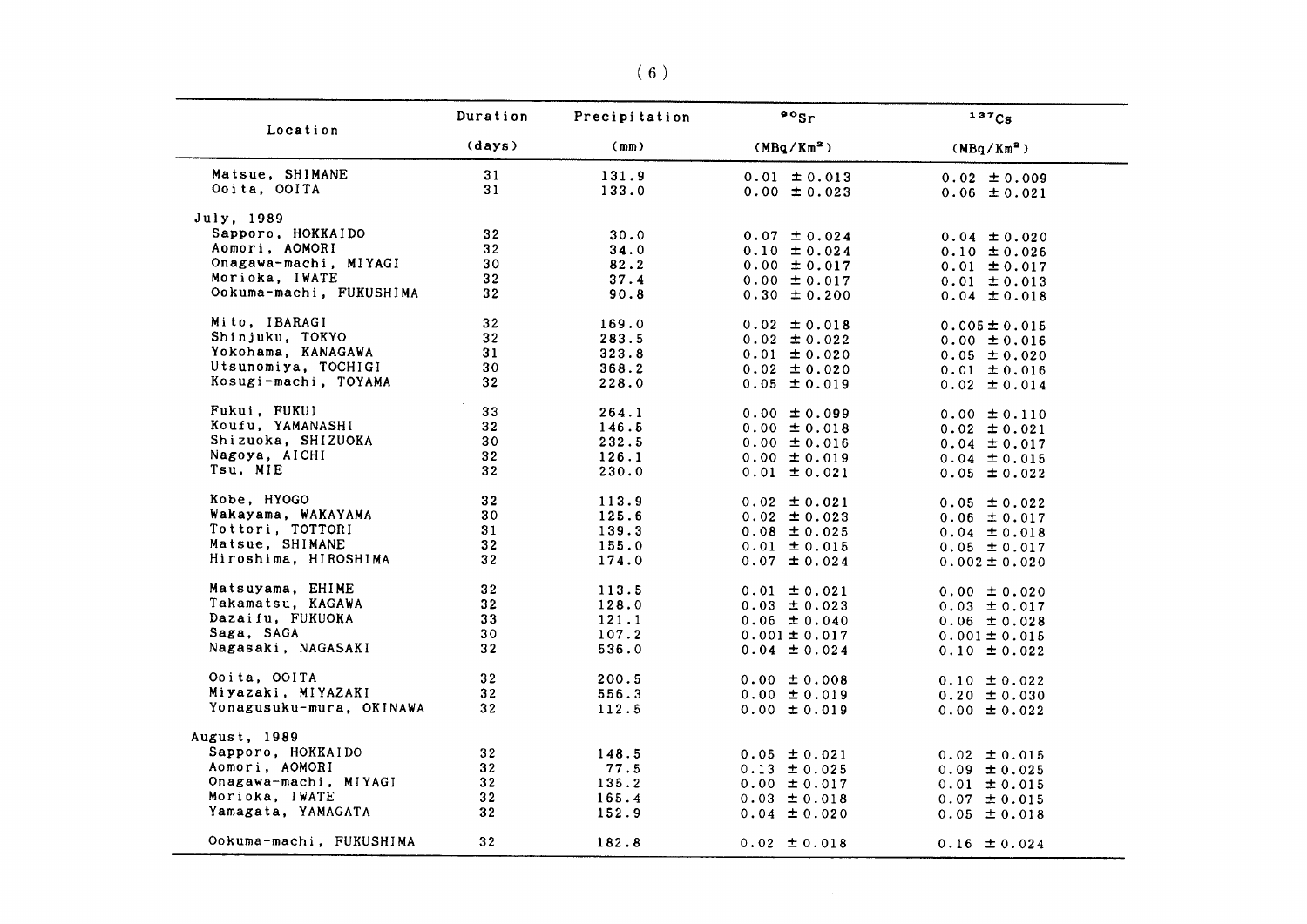| Location | Duration (days) | Precipitation (mm) | $^{90}Sr$ ($MBq/Km^2$) | $^{137}Cs$ ($MBq/Km^2$) |
|---|---|---|---|---|
| Matsue, SHIMANE | 31 | 131.9 | 0.01 ± 0.013 | 0.02 ± 0.009 |
| Ooita, OOITA | 31 | 133.0 | 0.00 ± 0.023 | 0.06 ± 0.021 |
| July, 1989 | | | | |
| Sapporo, HOKKAIDO | 32 | 30.0 | 0.07 ± 0.024 | 0.04 ± 0.020 |
| Aomori, AOMORI | 32 | 34.0 | 0.10 ± 0.024 | 0.10 ± 0.026 |
| Onagawa-machi, MIYAGI | 30 | 82.2 | 0.00 ± 0.017 | 0.01 ± 0.017 |
| Morioka, IWATE | 32 | 37.4 | 0.00 ± 0.017 | 0.01 ± 0.013 |
| Ookuma-machi, FUKUSHIMA | 32 | 90.8 | 0.30 ± 0.200 | 0.04 ± 0.018 |
| Mito, IBARAGI | 32 | 169.0 | 0.02 ± 0.018 | 0.005 ± 0.015 |
| Shinjuku, TOKYO | 32 | 283.5 | 0.02 ± 0.022 | 0.00 ± 0.016 |
| Yokohama, KANAGAWA | 31 | 323.8 | 0.01 ± 0.020 | 0.05 ± 0.020 |
| Utsunomiya, TOCHIGI | 30 | 368.2 | 0.02 ± 0.020 | 0.01 ± 0.016 |
| Kosugi-machi, TOYAMA | 32 | 228.0 | 0.05 ± 0.019 | 0.02 ± 0.014 |
| Fukui, FUKUI | 33 | 264.1 | 0.00 ± 0.099 | 0.00 ± 0.110 |
| Koufu, YAMANASHI | 32 | 146.5 | 0.00 ± 0.018 | 0.02 ± 0.021 |
| Shizuoka, SHIZUOKA | 30 | 232.5 | 0.00 ± 0.016 | 0.04 ± 0.017 |
| Nagoya, AICHI | 32 | 126.1 | 0.00 ± 0.019 | 0.04 ± 0.015 |
| Tsu, MIE | 32 | 230.0 | 0.01 ± 0.021 | 0.05 ± 0.022 |
| Kobe, HYOGO | 32 | 113.9 | 0.02 ± 0.021 | 0.05 ± 0.022 |
| Wakayama, WAKAYAMA | 30 | 125.6 | 0.02 ± 0.023 | 0.06 ± 0.017 |
| Tottori, TOTTORI | 31 | 139.3 | 0.08 ± 0.025 | 0.04 ± 0.018 |
| Matsue, SHIMANE | 32 | 155.0 | 0.01 ± 0.015 | 0.05 ± 0.017 |
| Hiroshima, HIROSHIMA | 32 | 174.0 | 0.07 ± 0.024 | 0.002 ± 0.020 |
| Matsuyama, EHIME | 32 | 113.5 | 0.01 ± 0.021 | 0.00 ± 0.020 |
| Takamatsu, KAGAWA | 32 | 128.0 | 0.03 ± 0.023 | 0.03 ± 0.017 |
| Dazaifu, FUKUOKA | 33 | 121.1 | 0.06 ± 0.040 | 0.06 ± 0.028 |
| Saga, SAGA | 30 | 107.2 | 0.001 ± 0.017 | 0.001 ± 0.015 |
| Nagasaki, NAGASAKI | 32 | 536.0 | 0.04 ± 0.024 | 0.10 ± 0.022 |
| Ooita, OOITA | 32 | 200.5 | 0.00 ± 0.008 | 0.10 ± 0.022 |
| Miyazaki, MIYAZAKI | 32 | 556.3 | 0.00 ± 0.019 | 0.20 ± 0.030 |
| Yonagusuku-mura, OKINAWA | 32 | 112.5 | 0.00 ± 0.019 | 0.00 ± 0.022 |
| August, 1989 | | | | |
| Sapporo, HOKKAIDO | 32 | 148.5 | 0.05 ± 0.021 | 0.02 ± 0.015 |
| Aomori, AOMORI | 32 | 77.5 | 0.13 ± 0.025 | 0.09 ± 0.025 |
| Onagawa-machi, MIYAGI | 32 | 135.2 | 0.00 ± 0.017 | 0.01 ± 0.015 |
| Morioka, IWATE | 32 | 165.4 | 0.03 ± 0.018 | 0.07 ± 0.015 |
| Yamagata, YAMAGATA | 32 | 152.9 | 0.04 ± 0.020 | 0.05 ± 0.018 |
| Ookuma-machi, FUKUSHIMA | 32 | 182.8 | 0.02 ± 0.018 | 0.16 ± 0.024 |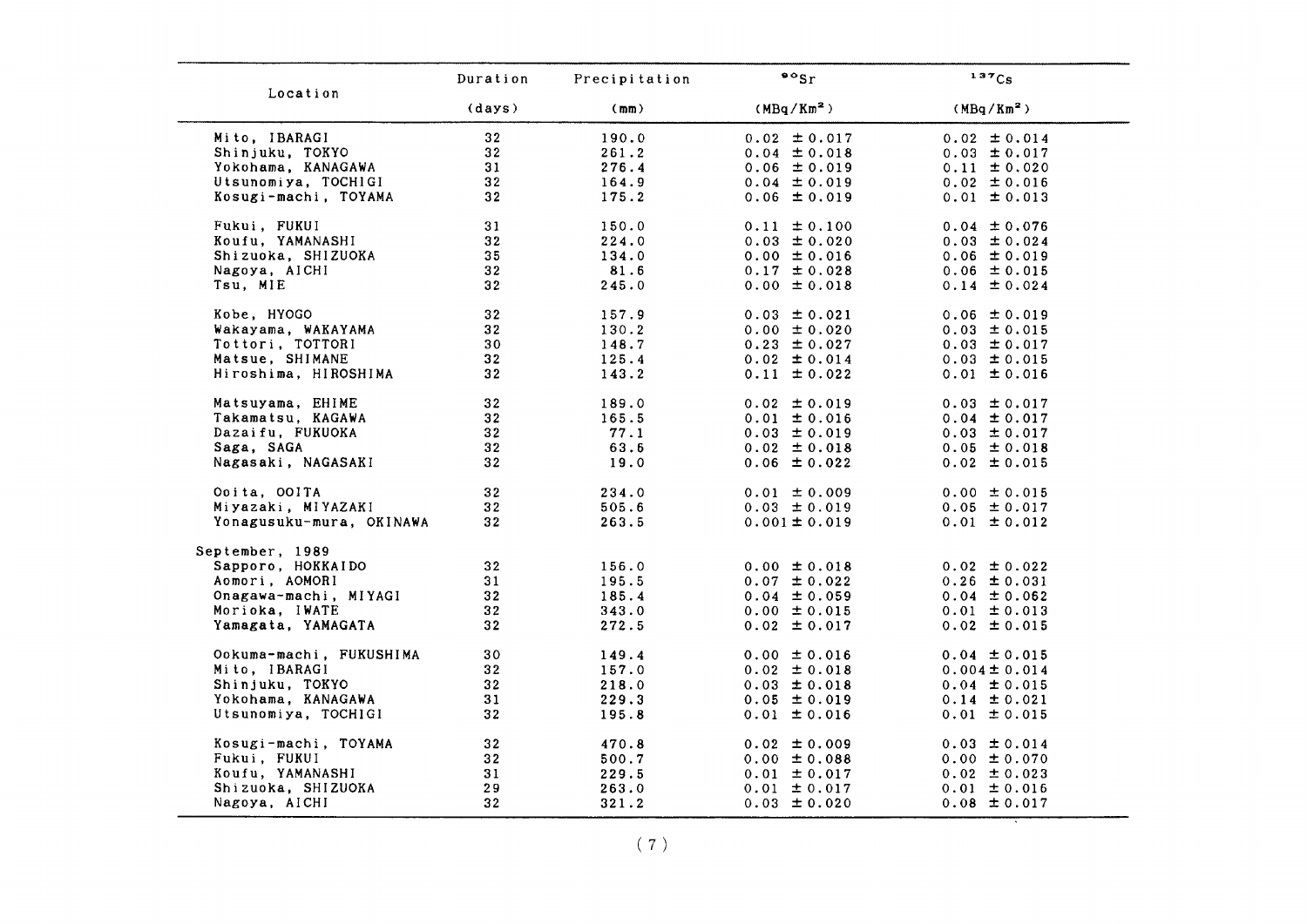| Location | Duration | Precipitation | $^{90}Sr$ | $^{137}Cs$ |
|---|---|---|---|---|
| | (days) | (mm) | ($MBq/Km^2$) | ($MBq/Km^2$) |
| Mito, IBARAGI | 32 | 190.0 | 0.02 ±0.017 | 0.02 ±0.014 |
| Shinjuku, TOKYO | 32 | 261.2 | 0.04 ±0.018 | 0.03 ±0.017 |
| Yokohama, KANAGAWA | 31 | 276.4 | 0.06 ±0.019 | 0.11 ±0.020 |
| Utsunomiya, TOCHIGI | 32 | 164.9 | 0.04 ±0.019 | 0.02 ±0.016 |
| Kosugi-machi, TOYAMA | 32 | 175.2 | 0.06 ±0.019 | 0.01 ±0.013 |
| Fukui, FUKUI | 31 | 150.0 | 0.11 ±0.100 | 0.04 ±0.076 |
| Koufu, YAMANASHI | 32 | 224.0 | 0.03 ±0.020 | 0.03 ±0.024 |
| Shizuoka, SHIZUOKA | 35 | 134.0 | 0.00 ±0.016 | 0.06 ±0.019 |
| Nagoya, AICHI | 32 | 81.6 | 0.17 ±0.028 | 0.06 ±0.015 |
| Tsu, MIE | 32 | 245.0 | 0.00 ±0.018 | 0.14 ±0.024 |
| Kobe, HYOGO | 32 | 157.9 | 0.03 ±0.021 | 0.06 ±0.019 |
| Wakayama, WAKAYAMA | 32 | 130.2 | 0.00 ±0.020 | 0.03 ±0.015 |
| Tottori, TOTTORI | 30 | 148.7 | 0.23 ±0.027 | 0.03 ±0.017 |
| Matsue, SHIMANE | 32 | 125.4 | 0.02 ±0.014 | 0.03 ±0.015 |
| Hiroshima, HIROSHIMA | 32 | 143.2 | 0.11 ±0.022 | 0.01 ±0.016 |
| Matsuyama, EHIME | 32 | 189.0 | 0.02 ±0.019 | 0.03 ±0.017 |
| Takamatsu, KAGAWA | 32 | 165.5 | 0.01 ±0.016 | 0.04 ±0.017 |
| Dazaifu, FUKUOKA | 32 | 77.1 | 0.03 ±0.019 | 0.03 ±0.017 |
| Saga, SAGA | 32 | 63.6 | 0.02 ±0.018 | 0.05 ±0.018 |
| Nagasaki, NAGASAKI | 32 | 19.0 | 0.06 ±0.022 | 0.02 ±0.015 |
| Ooita, OOITA | 32 | 234.0 | 0.01 ±0.009 | 0.00 ±0.015 |
| Miyazaki, MIYAZAKI | 32 | 505.6 | 0.03 ±0.019 | 0.05 ±0.017 |
| Yonagusuku-mura, OKINAWA | 32 | 263.5 | 0.001±0.019 | 0.01 ±0.012 |
| September, 1989 | | | | |
| Sapporo, HOKKAIDO | 32 | 156.0 | 0.00 ±0.018 | 0.02 ±0.022 |
| Aomori, AOMORI | 31 | 195.5 | 0.07 ±0.022 | 0.26 ±0.031 |
| Onagawa-machi, MIYAGI | 32 | 185.4 | 0.04 ±0.059 | 0.04 ±0.062 |
| Morioka, IWATE | 32 | 343.0 | 0.00 ±0.015 | 0.01 ±0.013 |
| Yamagata, YAMAGATA | 32 | 272.5 | 0.02 ±0.017 | 0.02 ±0.015 |
| Ookuma-machi, FUKUSHIMA | 30 | 149.4 | 0.00 ±0.016 | 0.04 ±0.015 |
| Mito, IBARAGI | 32 | 157.0 | 0.02 ±0.018 | 0.004±0.014 |
| Shinjuku, TOKYO | 32 | 218.0 | 0.03 ±0.018 | 0.04 ±0.015 |
| Yokohama, KANAGAWA | 31 | 229.3 | 0.05 ±0.019 | 0.14 ±0.021 |
| Utsunomiya, TOCHIGI | 32 | 195.8 | 0.01 ±0.016 | 0.01 ±0.015 |
| Kosugi-machi, TOYAMA | 32 | 470.8 | 0.02 ±0.009 | 0.03 ±0.014 |
| Fukui, FUKUI | 32 | 500.7 | 0.00 ±0.088 | 0.00 ±0.070 |
| Koufu, YAMANASHI | 31 | 229.5 | 0.01 ±0.017 | 0.02 ±0.023 |
| Shizuoka, SHIZUOKA | 29 | 263.0 | 0.01 ±0.017 | 0.01 ±0.016 |
| Nagoya, AICHI | 32 | 321.2 | 0.03 ±0.020 | 0.08 ±0.017 |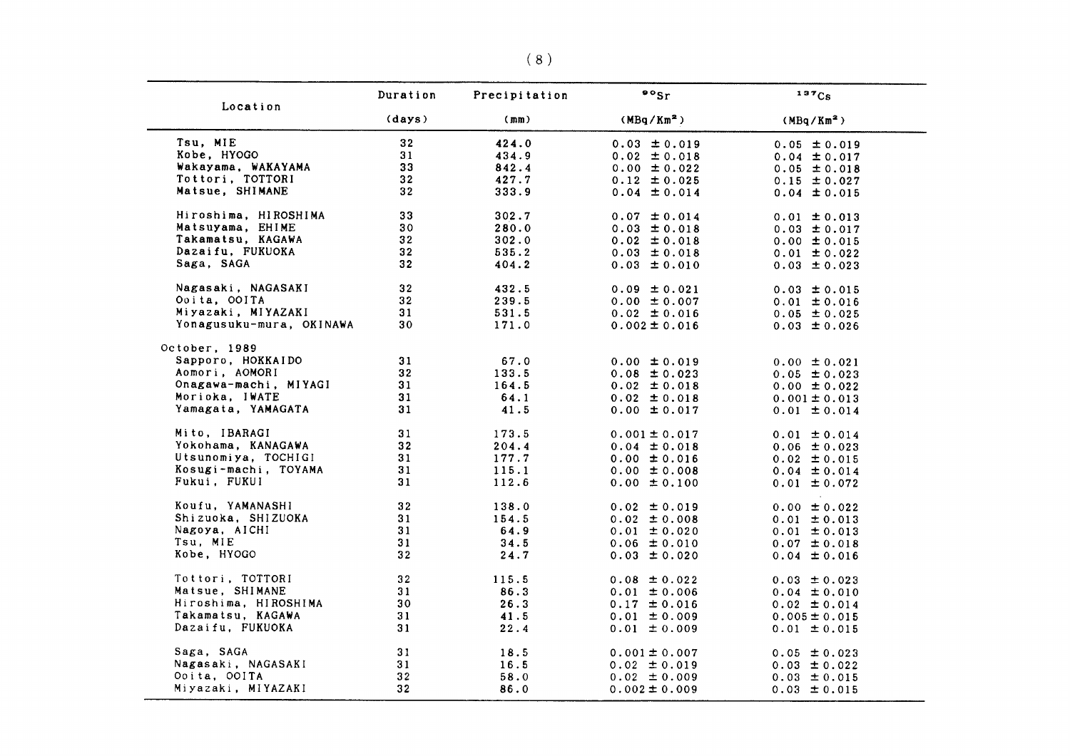| Location | Duration (days) | Precipitation (mm) | $^{90}Sr$ ($MBq/Km^2$) | $^{137}Cs$ ($MBq/Km^2$) |
|---|---|---|---|---|
| Tsu, MIE | 32 | 424.0 | 0.03 ± 0.019 | 0.05 ± 0.019 |
| Kobe, HYOGO | 31 | 434.9 | 0.02 ± 0.018 | 0.04 ± 0.017 |
| Wakayama, WAKAYAMA | 33 | 842.4 | 0.00 ± 0.022 | 0.05 ± 0.018 |
| Tottori, TOTTORI | 32 | 427.7 | 0.12 ± 0.025 | 0.15 ± 0.027 |
| Matsue, SHIMANE | 32 | 333.9 | 0.04 ± 0.014 | 0.04 ± 0.015 |
| Hiroshima, HIROSHIMA | 33 | 302.7 | 0.07 ± 0.014 | 0.01 ± 0.013 |
| Matsuyama, EHIME | 30 | 280.0 | 0.03 ± 0.018 | 0.03 ± 0.017 |
| Takamatsu, KAGAWA | 32 | 302.0 | 0.02 ± 0.018 | 0.00 ± 0.015 |
| Dazaifu, FUKUOKA | 32 | 535.2 | 0.03 ± 0.018 | 0.01 ± 0.022 |
| Saga, SAGA | 32 | 404.2 | 0.03 ± 0.010 | 0.03 ± 0.023 |
| Nagasaki, NAGASAKI | 32 | 432.5 | 0.09 ± 0.021 | 0.03 ± 0.015 |
| Ooita, OOITA | 32 | 239.5 | 0.00 ± 0.007 | 0.01 ± 0.016 |
| Miyazaki, MIYAZAKI | 31 | 531.5 | 0.02 ± 0.016 | 0.05 ± 0.025 |
| Yonagusuku-mura, OKINAWA | 30 | 171.0 | 0.002 ± 0.016 | 0.03 ± 0.026 |
| October, 1989 | | | | |
| Sapporo, HOKKAIDO | 31 | 67.0 | 0.00 ± 0.019 | 0.00 ± 0.021 |
| Aomori, AOMORI | 32 | 133.5 | 0.08 ± 0.023 | 0.05 ± 0.023 |
| Onagawa-machi, MIYAGI | 31 | 164.5 | 0.02 ± 0.018 | 0.00 ± 0.022 |
| Morioka, IWATE | 31 | 64.1 | 0.02 ± 0.018 | 0.001 ± 0.013 |
| Yamagata, YAMAGATA | 31 | 41.5 | 0.00 ± 0.017 | 0.01 ± 0.014 |
| Mito, IBARAGI | 31 | 173.5 | 0.001 ± 0.017 | 0.01 ± 0.014 |
| Yokohama, KANAGAWA | 32 | 204.4 | 0.04 ± 0.018 | 0.06 ± 0.023 |
| Utsunomiya, TOCHIGI | 31 | 177.7 | 0.00 ± 0.016 | 0.02 ± 0.015 |
| Kosugi-machi, TOYAMA | 31 | 115.1 | 0.00 ± 0.008 | 0.04 ± 0.014 |
| Fukui, FUKUI | 31 | 112.6 | 0.00 ± 0.100 | 0.01 ± 0.072 |
| Koufu, YAMANASHI | 32 | 138.0 | 0.02 ± 0.019 | 0.00 ± 0.022 |
| Shizuoka, SHIZUOKA | 31 | 154.5 | 0.02 ± 0.008 | 0.01 ± 0.013 |
| Nagoya, AICHI | 31 | 64.9 | 0.01 ± 0.020 | 0.01 ± 0.013 |
| Tsu, MIE | 31 | 34.5 | 0.06 ± 0.010 | 0.07 ± 0.018 |
| Kobe, HYOGO | 32 | 24.7 | 0.03 ± 0.020 | 0.04 ± 0.016 |
| Tottori, TOTTORI | 32 | 115.5 | 0.08 ± 0.022 | 0.03 ± 0.023 |
| Matsue, SHIMANE | 31 | 86.3 | 0.01 ± 0.006 | 0.04 ± 0.010 |
| Hiroshima, HIROSHIMA | 30 | 26.3 | 0.17 ± 0.016 | 0.02 ± 0.014 |
| Takamatsu, KAGAWA | 31 | 41.5 | 0.01 ± 0.009 | 0.005 ± 0.015 |
| Dazaifu, FUKUOKA | 31 | 22.4 | 0.01 ± 0.009 | 0.01 ± 0.015 |
| Saga, SAGA | 31 | 18.5 | 0.001 ± 0.007 | 0.05 ± 0.023 |
| Nagasaki, NAGASAKI | 31 | 16.5 | 0.02 ± 0.019 | 0.03 ± 0.022 |
| Ooita, OOITA | 32 | 58.0 | 0.02 ± 0.009 | 0.03 ± 0.015 |
| Miyazaki, MIYAZAKI | 32 | 86.0 | 0.002 ± 0.009 | 0.03 ± 0.015 |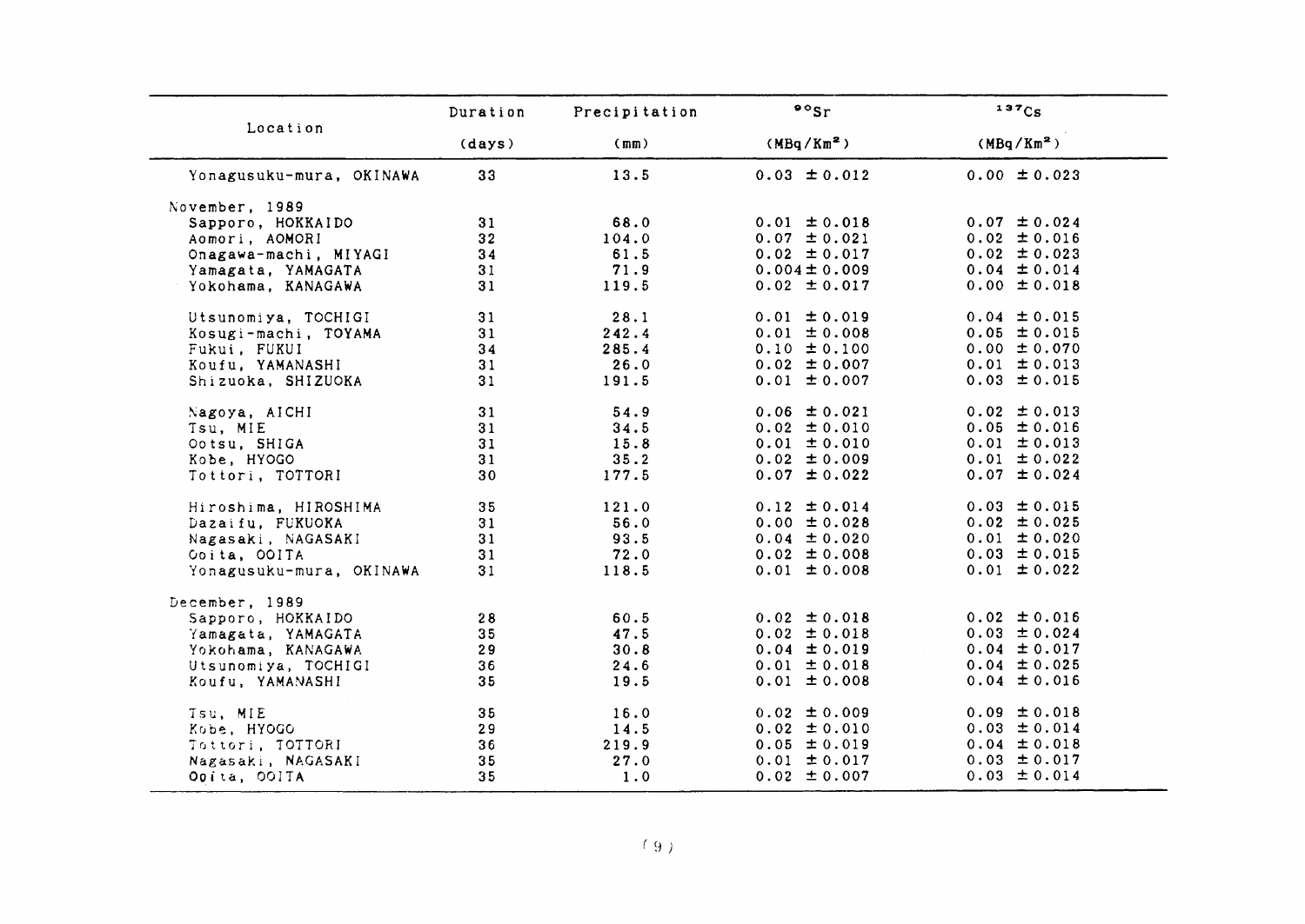| Location | Duration (days) | Precipitation (mm) | $^{90}Sr$ (MBq/Km$^2$) | $^{137}Cs$ (MBq/Km$^2$) |
|---|---|---|---|---|
| Yonagusuku-mura, OKINAWA | 33 | 13.5 | 0.03 ± 0.012 | 0.00 ± 0.023 |
| November, 1989 | | | | |
| Sapporo, HOKKAIDO | 31 | 68.0 | 0.01 ± 0.018 | 0.07 ± 0.024 |
| Aomori, AOMORI | 32 | 104.0 | 0.07 ± 0.021 | 0.02 ± 0.016 |
| Onagawa-machi, MIYAGI | 34 | 61.5 | 0.02 ± 0.017 | 0.02 ± 0.023 |
| Yamagata, YAMAGATA | 31 | 71.9 | 0.004 ± 0.009 | 0.04 ± 0.014 |
| Yokohama, KANAGAWA | 31 | 119.5 | 0.02 ± 0.017 | 0.00 ± 0.018 |
| Utsunomiya, TOCHIGI | 31 | 28.1 | 0.01 ± 0.019 | 0.04 ± 0.015 |
| Kosugi-machi, TOYAMA | 31 | 242.4 | 0.01 ± 0.008 | 0.05 ± 0.015 |
| Fukui, FUKUI | 34 | 285.4 | 0.10 ± 0.100 | 0.00 ± 0.070 |
| Koufu, YAMANASHI | 31 | 26.0 | 0.02 ± 0.007 | 0.01 ± 0.013 |
| Shizuoka, SHIZUOKA | 31 | 191.5 | 0.01 ± 0.007 | 0.03 ± 0.015 |
| Nagoya, AICHI | 31 | 54.9 | 0.06 ± 0.021 | 0.02 ± 0.013 |
| Tsu, MIE | 31 | 34.5 | 0.02 ± 0.010 | 0.05 ± 0.016 |
| Ootsu, SHIGA | 31 | 15.8 | 0.01 ± 0.010 | 0.01 ± 0.013 |
| Kobe, HYOGO | 31 | 35.2 | 0.02 ± 0.009 | 0.01 ± 0.022 |
| Tottori, TOTTORI | 30 | 177.5 | 0.07 ± 0.022 | 0.07 ± 0.024 |
| Hiroshima, HIROSHIMA | 35 | 121.0 | 0.12 ± 0.014 | 0.03 ± 0.015 |
| Dazaifu, FUKUOKA | 31 | 56.0 | 0.00 ± 0.028 | 0.02 ± 0.025 |
| Nagasaki, NAGASAKI | 31 | 93.5 | 0.04 ± 0.020 | 0.01 ± 0.020 |
| Ooita, OOITA | 31 | 72.0 | 0.02 ± 0.008 | 0.03 ± 0.015 |
| Yonagusuku-mura, OKINAWA | 31 | 118.5 | 0.01 ± 0.008 | 0.01 ± 0.022 |
| December, 1989 | | | | |
| Sapporo, HOKKAIDO | 28 | 60.5 | 0.02 ± 0.018 | 0.02 ± 0.016 |
| Yamagata, YAMAGATA | 35 | 47.5 | 0.02 ± 0.018 | 0.03 ± 0.024 |
| Yokohama, KANAGAWA | 29 | 30.8 | 0.04 ± 0.019 | 0.04 ± 0.017 |
| Utsunomiya, TOCHIGI | 36 | 24.6 | 0.01 ± 0.018 | 0.04 ± 0.025 |
| Koufu, YAMANASHI | 35 | 19.5 | 0.01 ± 0.008 | 0.04 ± 0.016 |
| Tsu, MIE | 35 | 16.0 | 0.02 ± 0.009 | 0.09 ± 0.018 |
| Kobe, HYOGO | 29 | 14.5 | 0.02 ± 0.010 | 0.03 ± 0.014 |
| Tottori, TOTTORI | 36 | 219.9 | 0.05 ± 0.019 | 0.04 ± 0.018 |
| Nagasaki, NAGASAKI | 35 | 27.0 | 0.01 ± 0.017 | 0.03 ± 0.017 |
| Ooita, OOITA | 35 | 1.0 | 0.02 ± 0.007 | 0.03 ± 0.014 |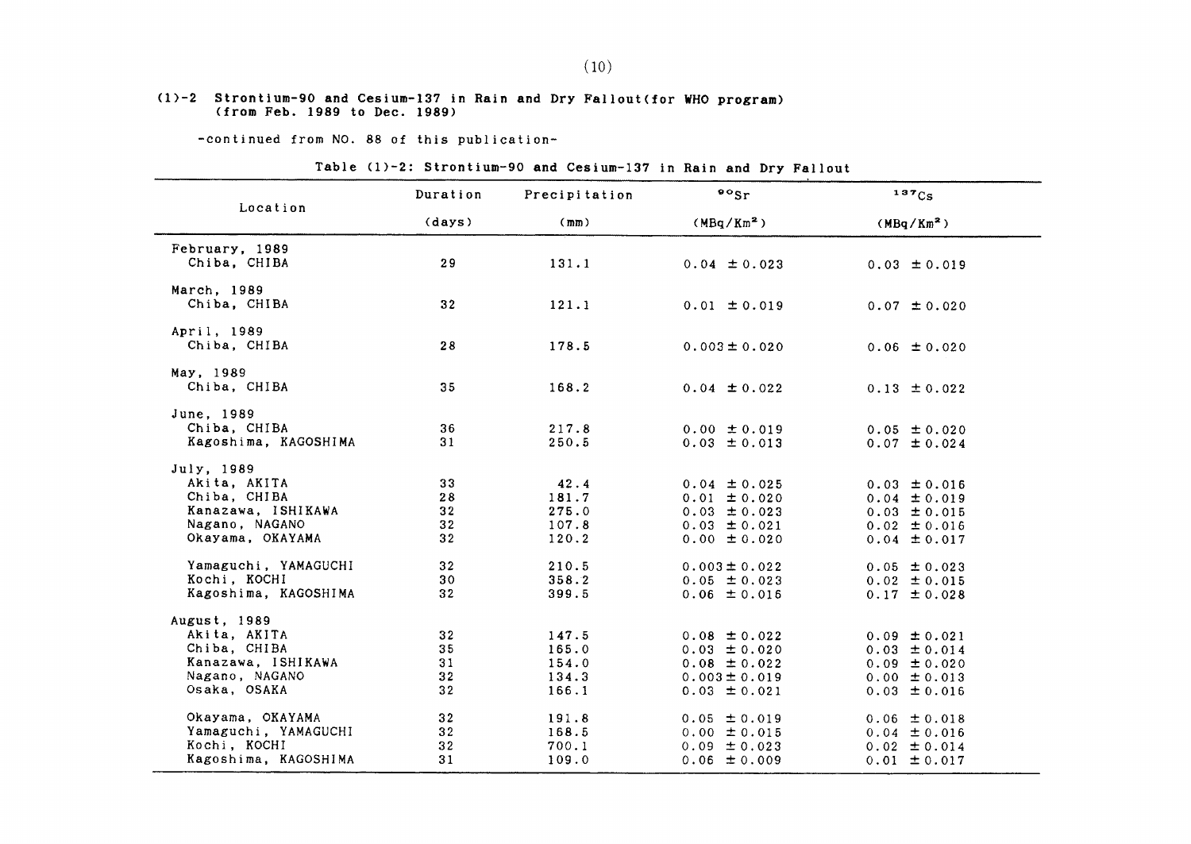## (1)-2 Strontium-90 and Cesium-137 in Rain and Dry Fallout(for WHO program) (from Feb. 1989 to Dec. 1989)

-continued from NO. 88 of this publication-

Table (1)-2: Strontium-90 and Cesium-137 in Rain and Dry Fallout

| Location | Duration (days) | Precipitation (mm) | $^{90}Sr$ ($MBq/Km^2$) | $^{137}Cs$ ($MBq/Km^2$) |
|---|---|---|---|---|
| February, 1989 | | | | |
| Chiba, CHIBA | 29 | 131.1 | 0.04 ± 0.023 | 0.03 ± 0.019 |
| March, 1989 | | | | |
| Chiba, CHIBA | 32 | 121.1 | 0.01 ± 0.019 | 0.07 ± 0.020 |
| April, 1989 | | | | |
| Chiba, CHIBA | 28 | 178.5 | 0.003 ± 0.020 | 0.06 ± 0.020 |
| May, 1989 | | | | |
| Chiba, CHIBA | 35 | 168.2 | 0.04 ± 0.022 | 0.13 ± 0.022 |
| June, 1989 | | | | |
| Chiba, CHIBA | 36 | 217.8 | 0.00 ± 0.019 | 0.05 ± 0.020 |
| Kagoshima, KAGOSHIMA | 31 | 250.5 | 0.03 ± 0.013 | 0.07 ± 0.024 |
| July, 1989 | | | | |
| Akita, AKITA | 33 | 42.4 | 0.04 ± 0.025 | 0.03 ± 0.016 |
| Chiba, CHIBA | 28 | 181.7 | 0.01 ± 0.020 | 0.04 ± 0.019 |
| Kanazawa, ISHIKAWA | 32 | 275.0 | 0.03 ± 0.023 | 0.03 ± 0.015 |
| Nagano, NAGANO | 32 | 107.8 | 0.03 ± 0.021 | 0.02 ± 0.016 |
| Okayama, OKAYAMA | 32 | 120.2 | 0.00 ± 0.020 | 0.04 ± 0.017 |
| Yamaguchi, YAMAGUCHI | 32 | 210.5 | 0.003 ± 0.022 | 0.05 ± 0.023 |
| Kochi, KOCHI | 30 | 358.2 | 0.05 ± 0.023 | 0.02 ± 0.015 |
| Kagoshima, KAGOSHIMA | 32 | 399.5 | 0.06 ± 0.016 | 0.17 ± 0.028 |
| August, 1989 | | | | |
| Akita, AKITA | 32 | 147.5 | 0.08 ± 0.022 | 0.09 ± 0.021 |
| Chiba, CHIBA | 35 | 165.0 | 0.03 ± 0.020 | 0.03 ± 0.014 |
| Kanazawa, ISHIKAWA | 31 | 154.0 | 0.08 ± 0.022 | 0.09 ± 0.020 |
| Nagano, NAGANO | 32 | 134.3 | 0.003 ± 0.019 | 0.00 ± 0.013 |
| Osaka, OSAKA | 32 | 166.1 | 0.03 ± 0.021 | 0.03 ± 0.016 |
| Okayama, OKAYAMA | 32 | 191.8 | 0.05 ± 0.019 | 0.06 ± 0.018 |
| Yamaguchi, YAMAGUCHI | 32 | 168.5 | 0.00 ± 0.015 | 0.04 ± 0.016 |
| Kochi, KOCHI | 32 | 700.1 | 0.09 ± 0.023 | 0.02 ± 0.014 |
| Kagoshima, KAGOSHIMA | 31 | 109.0 | 0.06 ± 0.009 | 0.01 ± 0.017 |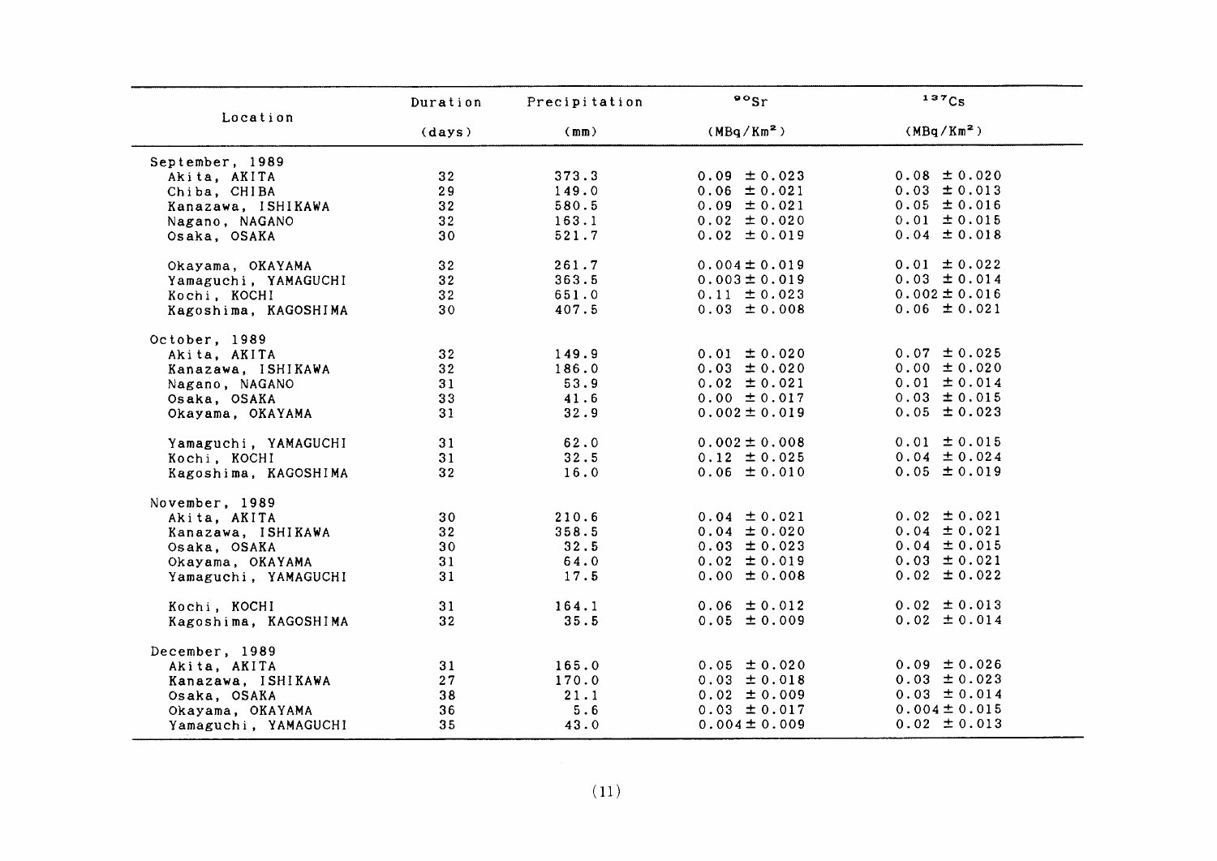| Location | Duration (days) | Precipitation (mm) | $^{90}Sr$ (MBq/Km$^2$) | $^{137}Cs$ (MBq/Km$^2$) |
|---|---|---|---|---|
| September, 1989 | | | | |
| Akita, AKITA | 32 | 373.3 | 0.09 ± 0.023 | 0.08 ± 0.020 |
| Chiba, CHIBA | 29 | 149.0 | 0.06 ± 0.021 | 0.03 ± 0.013 |
| Kanazawa, ISHIKAWA | 32 | 580.5 | 0.09 ± 0.021 | 0.05 ± 0.016 |
| Nagano, NAGANO | 32 | 163.1 | 0.02 ± 0.020 | 0.01 ± 0.015 |
| Osaka, OSAKA | 30 | 521.7 | 0.02 ± 0.019 | 0.04 ± 0.018 |
| Okayama, OKAYAMA | 32 | 261.7 | 0.004 ± 0.019 | 0.01 ± 0.022 |
| Yamaguchi, YAMAGUCHI | 32 | 363.5 | 0.003 ± 0.019 | 0.03 ± 0.014 |
| Kochi, KOCHI | 32 | 651.0 | 0.11 ± 0.023 | 0.002 ± 0.016 |
| Kagoshima, KAGOSHIMA | 30 | 407.5 | 0.03 ± 0.008 | 0.06 ± 0.021 |
| October, 1989 | | | | |
| Akita, AKITA | 32 | 149.9 | 0.01 ± 0.020 | 0.07 ± 0.025 |
| Kanazawa, ISHIKAWA | 32 | 186.0 | 0.03 ± 0.020 | 0.00 ± 0.020 |
| Nagano, NAGANO | 31 | 53.9 | 0.02 ± 0.021 | 0.01 ± 0.014 |
| Osaka, OSAKA | 33 | 41.6 | 0.00 ± 0.017 | 0.03 ± 0.015 |
| Okayama, OKAYAMA | 31 | 32.9 | 0.002 ± 0.019 | 0.05 ± 0.023 |
| Yamaguchi, YAMAGUCHI | 31 | 62.0 | 0.002 ± 0.008 | 0.01 ± 0.015 |
| Kochi, KOCHI | 31 | 32.5 | 0.12 ± 0.025 | 0.04 ± 0.024 |
| Kagoshima, KAGOSHIMA | 32 | 16.0 | 0.06 ± 0.010 | 0.05 ± 0.019 |
| November, 1989 | | | | |
| Akita, AKITA | 30 | 210.6 | 0.04 ± 0.021 | 0.02 ± 0.021 |
| Kanazawa, ISHIKAWA | 32 | 358.5 | 0.04 ± 0.020 | 0.04 ± 0.021 |
| Osaka, OSAKA | 30 | 32.5 | 0.03 ± 0.023 | 0.04 ± 0.015 |
| Okayama, OKAYAMA | 31 | 64.0 | 0.02 ± 0.019 | 0.03 ± 0.021 |
| Yamaguchi, YAMAGUCHI | 31 | 17.5 | 0.00 ± 0.008 | 0.02 ± 0.022 |
| Kochi, KOCHI | 31 | 164.1 | 0.06 ± 0.012 | 0.02 ± 0.013 |
| Kagoshima, KAGOSHIMA | 32 | 35.5 | 0.05 ± 0.009 | 0.02 ± 0.014 |
| December, 1989 | | | | |
| Akita, AKITA | 31 | 165.0 | 0.05 ± 0.020 | 0.09 ± 0.026 |
| Kanazawa, ISHIKAWA | 27 | 170.0 | 0.03 ± 0.018 | 0.03 ± 0.023 |
| Osaka, OSAKA | 38 | 21.1 | 0.02 ± 0.009 | 0.03 ± 0.014 |
| Okayama, OKAYAMA | 36 | 5.6 | 0.03 ± 0.017 | 0.004 ± 0.015 |
| Yamaguchi, YAMAGUCHI | 35 | 43.0 | 0.004 ± 0.009 | 0.02 ± 0.013 |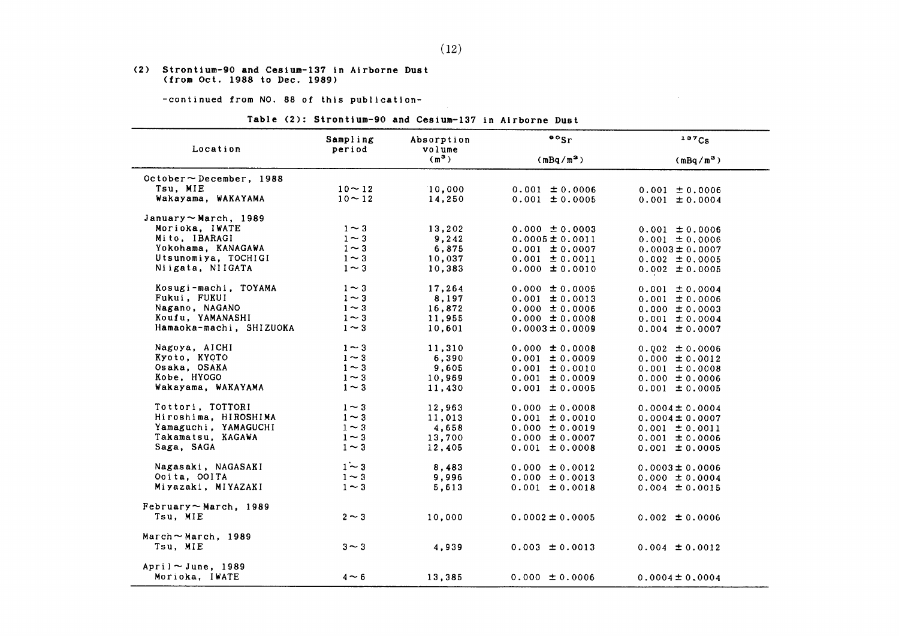(2) Strontium-90 and Cesium-137 in Airborne Dust (from Oct. 1988 to Dec. 1989)

-continued from NO. 88 of this publication-

Table (2): Strontium-90 and Cesium-137 in Airborne Dust

| Location | Sampling period | Absorption volume ($m^3$) | $^{90}Sr$ ($mBq/m^3$) | $^{137}Cs$ ($mBq/m^3$) |
|---|---|---|---|---|
| October～December, 1988 | | | | |
| Tsu, MIE | 10～12 | 10,000 | 0.001 ±0.0006 | 0.001 ±0.0006 |
| Wakayama, WAKAYAMA | 10～12 | 14,250 | 0.001 ±0.0005 | 0.001 ±0.0004 |
| January～March, 1989 | | | | |
| Morioka, IWATE | 1～3 | 13,202 | 0.000 ±0.0003 | 0.001 ±0.0006 |
| Mito, IBARAGI | 1～3 | 9,242 | 0.0005±0.0011 | 0.001 ±0.0006 |
| Yokohama, KANAGAWA | 1～3 | 6,875 | 0.001 ±0.0007 | 0.0003±0.0007 |
| Utsunomiya, TOCHIGI | 1～3 | 10,037 | 0.001 ±0.0011 | 0.002 ±0.0005 |
| Niigata, NIIGATA | 1～3 | 10,383 | 0.000 ±0.0010 | 0.002 ±0.0005 |
| Kosugi-machi, TOYAMA | 1～3 | 17,264 | 0.000 ±0.0005 | 0.001 ±0.0004 |
| Fukui, FUKUI | 1～3 | 8,197 | 0.001 ±0.0013 | 0.001 ±0.0006 |
| Nagano, NAGANO | 1～3 | 16,872 | 0.000 ±0.0006 | 0.000 ±0.0003 |
| Koufu, YAMANASHI | 1～3 | 11,955 | 0.000 ±0.0008 | 0.001 ±0.0004 |
| Hamaoka-machi, SHIZUOKA | 1～3 | 10,601 | 0.0003±0.0009 | 0.004 ±0.0007 |
| Nagoya, AICHI | 1～3 | 11,310 | 0.000 ±0.0008 | 0.002 ±0.0006 |
| Kyoto, KYOTO | 1～3 | 6,390 | 0.001 ±0.0009 | 0.000 ±0.0012 |
| Osaka, OSAKA | 1～3 | 9,605 | 0.001 ±0.0010 | 0.001 ±0.0008 |
| Kobe, HYOGO | 1～3 | 10,969 | 0.001 ±0.0009 | 0.000 ±0.0006 |
| Wakayama, WAKAYAMA | 1～3 | 11,430 | 0.001 ±0.0005 | 0.001 ±0.0005 |
| Tottori, TOTTORI | 1～3 | 12,963 | 0.000 ±0.0008 | 0.0004±0.0004 |
| Hiroshima, HIROSHIMA | 1～3 | 11,013 | 0.001 ±0.0010 | 0.0004±0.0007 |
| Yamaguchi, YAMAGUCHI | 1～3 | 4,658 | 0.000 ±0.0019 | 0.001 ±0.0011 |
| Takamatsu, KAGAWA | 1～3 | 13,700 | 0.000 ±0.0007 | 0.001 ±0.0006 |
| Saga, SAGA | 1～3 | 12,405 | 0.001 ±0.0008 | 0.001 ±0.0005 |
| Nagasaki, NAGASAKI | 1～3 | 8,483 | 0.000 ±0.0012 | 0.0003±0.0006 |
| Ooita, OOITA | 1～3 | 9,996 | 0.000 ±0.0013 | 0.000 ±0.0004 |
| Miyazaki, MIYAZAKI | 1～3 | 5,613 | 0.001 ±0.0018 | 0.004 ±0.0015 |
| February～March, 1989 | | | | |
| Tsu, MIE | 2～3 | 10,000 | 0.0002±0.0005 | 0.002 ±0.0006 |
| March～March, 1989 | | | | |
| Tsu, MIE | 3～3 | 4,939 | 0.003 ±0.0013 | 0.004 ±0.0012 |
| April～June, 1989 | | | | |
| Morioka, IWATE | 4～6 | 13,385 | 0.000 ±0.0006 | 0.0004±0.0004 |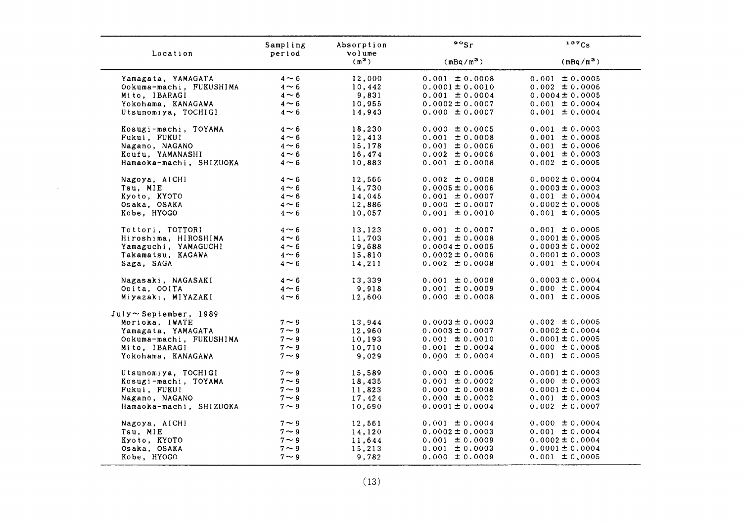| Location | Sampling period | Absorption volume ($m^3$) | $^{90}Sr$ ($mBq/m^3$) | $^{137}Cs$ ($mBq/m^3$) |
|---|---|---|---|---|
| Yamagata, YAMAGATA | 4～6 | 12,000 | 0.001 ± 0.0008 | 0.001 ± 0.0005 |
| Ookuma-machi, FUKUSHIMA | 4～6 | 10,442 | 0.0001 ± 0.0010 | 0.002 ± 0.0006 |
| Mito, IBARAGI | 4～6 | 9,831 | 0.001 ± 0.0004 | 0.0004 ± 0.0005 |
| Yokohama, KANAGAWA | 4～6 | 10,955 | 0.0002 ± 0.0007 | 0.001 ± 0.0004 |
| Utsunomiya, TOCHIGI | 4～6 | 14,943 | 0.000 ± 0.0007 | 0.001 ± 0.0004 |
| Kosugi-machi, TOYAMA | 4～6 | 18,230 | 0.000 ± 0.0005 | 0.001 ± 0.0003 |
| Fukui, FUKUI | 4～6 | 12,413 | 0.001 ± 0.0008 | 0.001 ± 0.0005 |
| Nagano, NAGANO | 4～6 | 15,178 | 0.001 ± 0.0006 | 0.001 ± 0.0006 |
| Koufu, YAMANASHI | 4～6 | 16,474 | 0.002 ± 0.0006 | 0.001 ± 0.0003 |
| Hamaoka-machi, SHIZUOKA | 4～6 | 10,883 | 0.001 ± 0.0008 | 0.002 ± 0.0005 |
| Nagoya, AICHI | 4～6 | 12,566 | 0.002 ± 0.0008 | 0.0002 ± 0.0004 |
| Tsu, MIE | 4～6 | 14,730 | 0.0005 ± 0.0006 | 0.0003 ± 0.0003 |
| Kyoto, KYOTO | 4～6 | 14,045 | 0.001 ± 0.0007 | 0.001 ± 0.0004 |
| Osaka, OSAKA | 4～6 | 12,886 | 0.000 ± 0.0007 | 0.0002 ± 0.0005 |
| Kobe, HYOGO | 4～6 | 10,057 | 0.001 ± 0.0010 | 0.001 ± 0.0005 |
| Tottori, TOTTORI | 4～6 | 13,123 | 0.001 ± 0.0007 | 0.001 ± 0.0005 |
| Hiroshima, HIROSHIMA | 4～6 | 11,703 | 0.001 ± 0.0008 | 0.0001 ± 0.0005 |
| Yamaguchi, YAMAGUCHI | 4～6 | 19,688 | 0.0004 ± 0.0005 | 0.0003 ± 0.0002 |
| Takamatsu, KAGAWA | 4～6 | 15,810 | 0.0002 ± 0.0006 | 0.0001 ± 0.0003 |
| Saga, SAGA | 4～6 | 14,211 | 0.002 ± 0.0008 | 0.001 ± 0.0004 |
| Nagasaki, NAGASAKI | 4～6 | 13,339 | 0.001 ± 0.0008 | 0.0003 ± 0.0004 |
| Ooita, OOITA | 4～6 | 9,918 | 0.001 ± 0.0009 | 0.000 ± 0.0004 |
| Miyazaki, MIYAZAKI | 4～6 | 12,600 | 0.000 ± 0.0008 | 0.001 ± 0.0005 |
| July～September, 1989 | | | | |
| Morioka, IWATE | 7～9 | 13,944 | 0.0003 ± 0.0003 | 0.002 ± 0.0005 |
| Yamagata, YAMAGATA | 7～9 | 12,960 | 0.0003 ± 0.0007 | 0.0002 ± 0.0004 |
| Ookuma-machi, FUKUSHIMA | 7～9 | 10,193 | 0.001 ± 0.0010 | 0.0001 ± 0.0005 |
| Mito, IBARAGI | 7～9 | 10,710 | 0.001 ± 0.0004 | 0.000 ± 0.0005 |
| Yokohama, KANAGAWA | 7～9 | 9,029 | 0.000 ± 0.0004 | 0.001 ± 0.0005 |
| Utsunomiya, TOCHIGI | 7～9 | 15,589 | 0.000 ± 0.0006 | 0.0001 ± 0.0003 |
| Kosugi-machi, TOYAMA | 7～9 | 18,435 | 0.001 ± 0.0002 | 0.000 ± 0.0003 |
| Fukui, FUKUI | 7～9 | 11,823 | 0.000 ± 0.0008 | 0.0001 ± 0.0004 |
| Nagano, NAGANO | 7～9 | 17,424 | 0.000 ± 0.0002 | 0.001 ± 0.0003 |
| Hamaoka-machi, SHIZUOKA | 7～9 | 10,690 | 0.0001 ± 0.0004 | 0.002 ± 0.0007 |
| Nagoya, AICHI | 7～9 | 12,561 | 0.001 ± 0.0004 | 0.000 ± 0.0004 |
| Tsu, MIE | 7～9 | 14,120 | 0.0002 ± 0.0003 | 0.001 ± 0.0004 |
| Kyoto, KYOTO | 7～9 | 11,644 | 0.001 ± 0.0009 | 0.0002 ± 0.0004 |
| Osaka, OSAKA | 7～9 | 15,213 | 0.001 ± 0.0003 | 0.0001 ± 0.0004 |
| Kobe, HYOGO | 7～9 | 9,782 | 0.000 ± 0.0009 | 0.001 ± 0.0005 |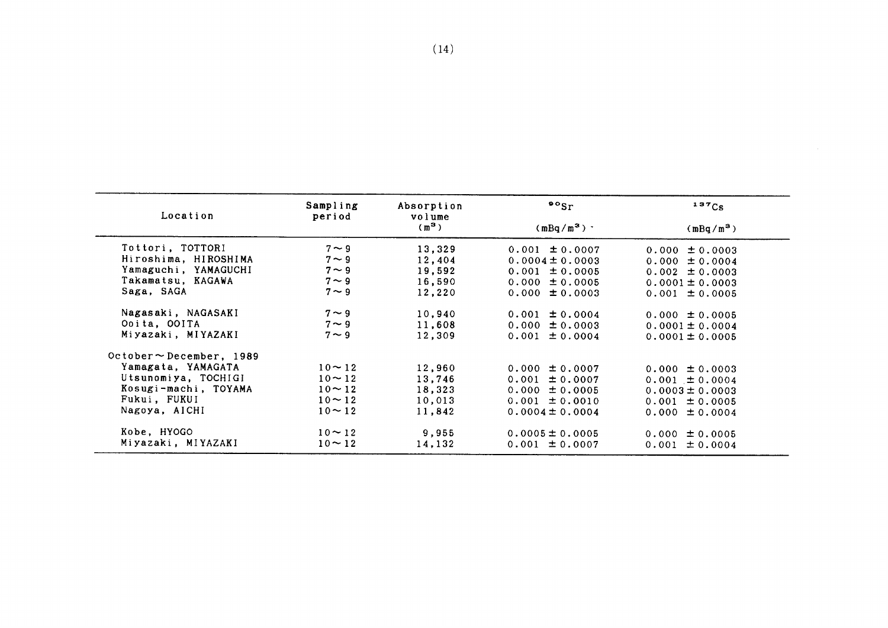| Location | Sampling period | Absorption volume ($m^3$) | $^{90}Sr$ ($mBq/m^3$) | $^{137}Cs$ ($mBq/m^3$) |
|---|---|---|---|---|
| Tottori, TOTTORI | 7～9 | 13,329 | 0.001 ± 0.0007 | 0.000 ± 0.0003 |
| Hiroshima, HIROSHIMA | 7～9 | 12,404 | 0.0004 ± 0.0003 | 0.000 ± 0.0004 |
| Yamaguchi, YAMAGUCHI | 7～9 | 19,592 | 0.001 ± 0.0005 | 0.002 ± 0.0003 |
| Takamatsu, KAGAWA | 7～9 | 16,590 | 0.000 ± 0.0005 | 0.0001 ± 0.0003 |
| Saga, SAGA | 7～9 | 12,220 | 0.000 ± 0.0003 | 0.001 ± 0.0005 |
| Nagasaki, NAGASAKI | 7～9 | 10,940 | 0.001 ± 0.0004 | 0.000 ± 0.0005 |
| Ooita, OOITA | 7～9 | 11,608 | 0.000 ± 0.0003 | 0.0001 ± 0.0004 |
| Miyazaki, MIYAZAKI | 7～9 | 12,309 | 0.001 ± 0.0004 | 0.0001 ± 0.0005 |
| October～December, 1989 | | | | |
| Yamagata, YAMAGATA | 10～12 | 12,960 | 0.000 ± 0.0007 | 0.000 ± 0.0003 |
| Utsunomiya, TOCHIGI | 10～12 | 13,746 | 0.001 ± 0.0007 | 0.001 ± 0.0004 |
| Kosugi-machi, TOYAMA | 10～12 | 18,323 | 0.000 ± 0.0005 | 0.0003 ± 0.0003 |
| Fukui, FUKUI | 10～12 | 10,013 | 0.001 ± 0.0010 | 0.001 ± 0.0005 |
| Nagoya, AICHI | 10～12 | 11,842 | 0.0004 ± 0.0004 | 0.000 ± 0.0004 |
| Kobe, HYOGO | 10～12 | 9,955 | 0.0005 ± 0.0005 | 0.000 ± 0.0005 |
| Miyazaki, MIYAZAKI | 10～12 | 14,132 | 0.001 ± 0.0007 | 0.001 ± 0.0004 |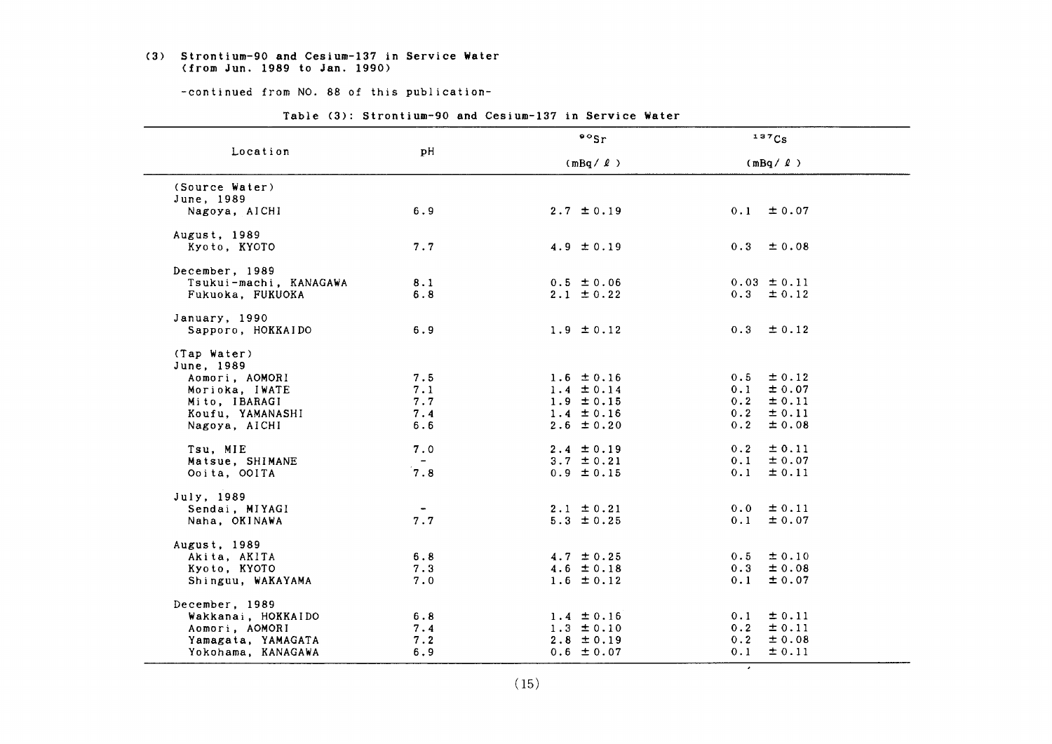### (3) Strontium-90 and Cesium-137 in Service Water (from Jun. 1989 to Jan. 1990)

-continued from NO. 88 of this publication-

Table (3): Strontium-90 and Cesium-137 in Service Water

| Location | pH | $^{90}$Sr (mBq/ℓ) | $^{137}$Cs (mBq/ℓ) |
|---|---|---|---|
| (Source Water) | | | |
| June, 1989 | | | |
| Nagoya, AICHI | 6.9 | 2.7 ±0.19 | 0.1 ±0.07 |
| August, 1989 | | | |
| Kyoto, KYOTO | 7.7 | 4.9 ±0.19 | 0.3 ±0.08 |
| December, 1989 | | | |
| Tsukui-machi, KANAGAWA | 8.1 | 0.5 ±0.06 | 0.03 ±0.11 |
| Fukuoka, FUKUOKA | 6.8 | 2.1 ±0.22 | 0.3 ±0.12 |
| January, 1990 | | | |
| Sapporo, HOKKAIDO | 6.9 | 1.9 ±0.12 | 0.3 ±0.12 |
| (Tap Water) | | | |
| June, 1989 | | | |
| Aomori, AOMORI | 7.5 | 1.6 ±0.16 | 0.5 ±0.12 |
| Morioka, IWATE | 7.1 | 1.4 ±0.14 | 0.1 ±0.07 |
| Mito, IBARAGI | 7.7 | 1.9 ±0.15 | 0.2 ±0.11 |
| Koufu, YAMANASHI | 7.4 | 1.4 ±0.16 | 0.2 ±0.11 |
| Nagoya, AICHI | 6.6 | 2.6 ±0.20 | 0.2 ±0.08 |
| Tsu, MIE | 7.0 | 2.4 ±0.19 | 0.2 ±0.11 |
| Matsue, SHIMANE | - | 3.7 ±0.21 | 0.1 ±0.07 |
| Ooita, OOITA | 7.8 | 0.9 ±0.15 | 0.1 ±0.11 |
| July, 1989 | | | |
| Sendai, MIYAGI | - | 2.1 ±0.21 | 0.0 ±0.11 |
| Naha, OKINAWA | 7.7 | 5.3 ±0.25 | 0.1 ±0.07 |
| August, 1989 | | | |
| Akita, AKITA | 6.8 | 4.7 ±0.25 | 0.5 ±0.10 |
| Kyoto, KYOTO | 7.3 | 4.6 ±0.18 | 0.3 ±0.08 |
| Shinguu, WAKAYAMA | 7.0 | 1.6 ±0.12 | 0.1 ±0.07 |
| December, 1989 | | | |
| Wakkanai, HOKKAIDO | 6.8 | 1.4 ±0.16 | 0.1 ±0.11 |
| Aomori, AOMORI | 7.4 | 1.3 ±0.10 | 0.2 ±0.11 |
| Yamagata, YAMAGATA | 7.2 | 2.8 ±0.19 | 0.2 ±0.08 |
| Yokohama, KANAGAWA | 6.9 | 0.6 ±0.07 | 0.1 ±0.11 |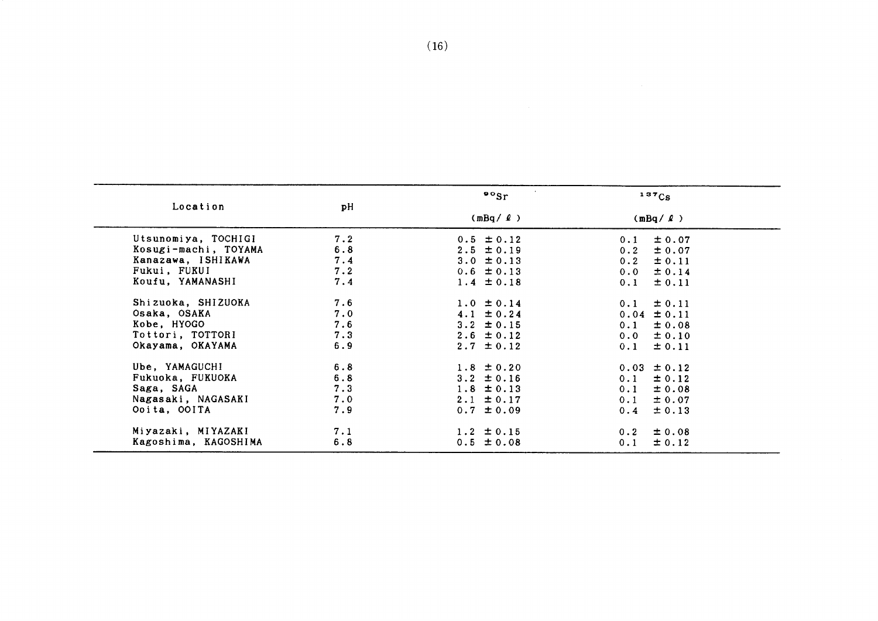| Location | pH | $^{90}Sr$ (mBq/ℓ) | $^{137}Cs$ (mBq/ℓ) |
|---|---|---|---|
| Utsunomiya, TOCHIGI | 7.2 | 0.5 ±0.12 | 0.1 ±0.07 |
| Kosugi-machi, TOYAMA | 6.8 | 2.5 ±0.19 | 0.2 ±0.07 |
| Kanazawa, ISHIKAWA | 7.4 | 3.0 ±0.13 | 0.2 ±0.11 |
| Fukui, FUKUI | 7.2 | 0.6 ±0.13 | 0.0 ±0.14 |
| Koufu, YAMANASHI | 7.4 | 1.4 ±0.18 | 0.1 ±0.11 |
| Shizuoka, SHIZUOKA | 7.6 | 1.0 ±0.14 | 0.1 ±0.11 |
| Osaka, OSAKA | 7.0 | 4.1 ±0.24 | 0.04 ±0.11 |
| Kobe, HYOGO | 7.6 | 3.2 ±0.15 | 0.1 ±0.08 |
| Tottori, TOTTORI | 7.3 | 2.6 ±0.12 | 0.0 ±0.10 |
| Okayama, OKAYAMA | 6.9 | 2.7 ±0.12 | 0.1 ±0.11 |
| Ube, YAMAGUCHI | 6.8 | 1.8 ±0.20 | 0.03 ±0.12 |
| Fukuoka, FUKUOKA | 6.8 | 3.2 ±0.16 | 0.1 ±0.12 |
| Saga, SAGA | 7.3 | 1.8 ±0.13 | 0.1 ±0.08 |
| Nagasaki, NAGASAKI | 7.0 | 2.1 ±0.17 | 0.1 ±0.07 |
| Ooita, OOITA | 7.9 | 0.7 ±0.09 | 0.4 ±0.13 |
| Miyazaki, MIYAZAKI | 7.1 | 1.2 ±0.15 | 0.2 ±0.08 |
| Kagoshima, KAGOSHIMA | 6.8 | 0.5 ±0.08 | 0.1 ±0.12 |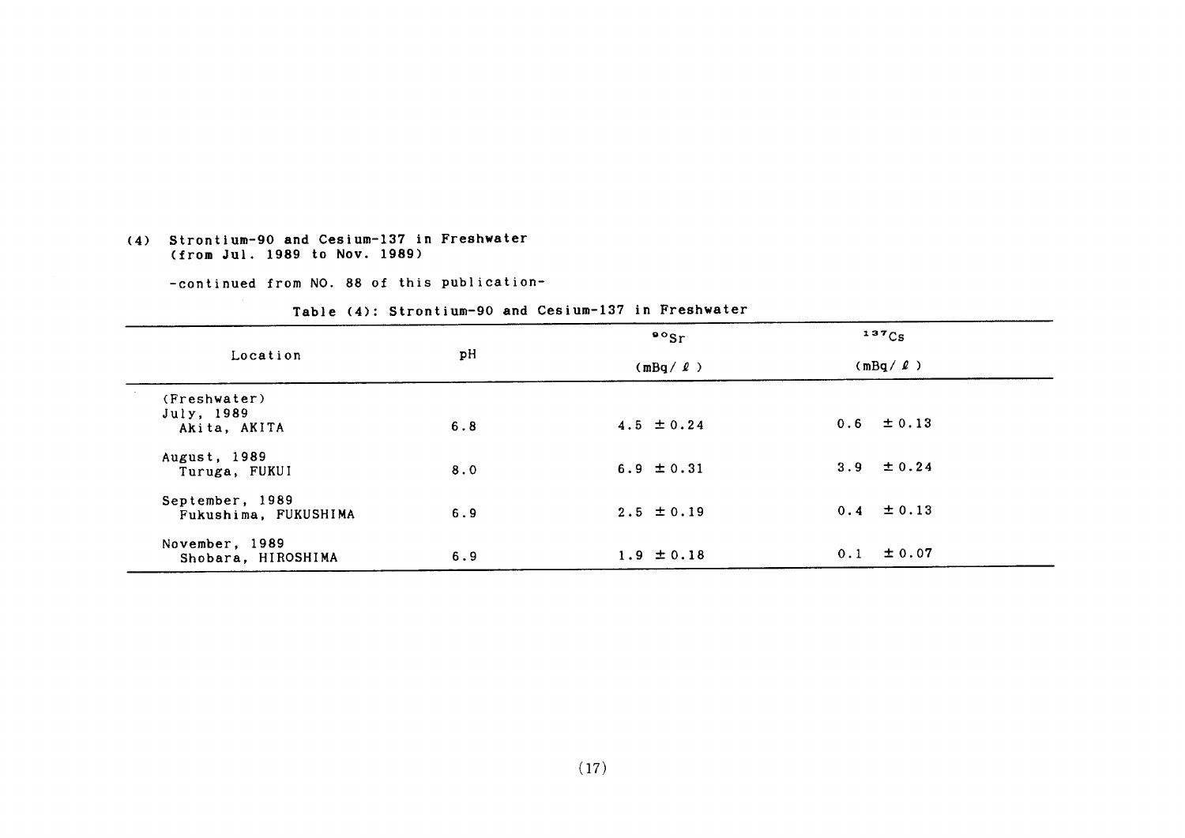## (4) Strontium-90 and Cesium-137 in Freshwater (from Jul. 1989 to Nov. 1989)

-continued from NO. 88 of this publication-

Table (4): Strontium-90 and Cesium-137 in Freshwater

| Location | pH | $^{90}Sr$ (mBq/ℓ) | $^{137}Cs$ (mBq/ℓ) |
|---|---|---|---|
| (Freshwater) | | | |
| July, 1989 Akita, AKITA | 6.8 | 4.5 ± 0.24 | 0.6 ± 0.13 |
| August, 1989 Turuga, FUKUI | 8.0 | 6.9 ± 0.31 | 3.9 ± 0.24 |
| September, 1989 Fukushima, FUKUSHIMA | 6.9 | 2.5 ± 0.19 | 0.4 ± 0.13 |
| November, 1989 Shobara, HIROSHIMA | 6.9 | 1.9 ± 0.18 | 0.1 ± 0.07 |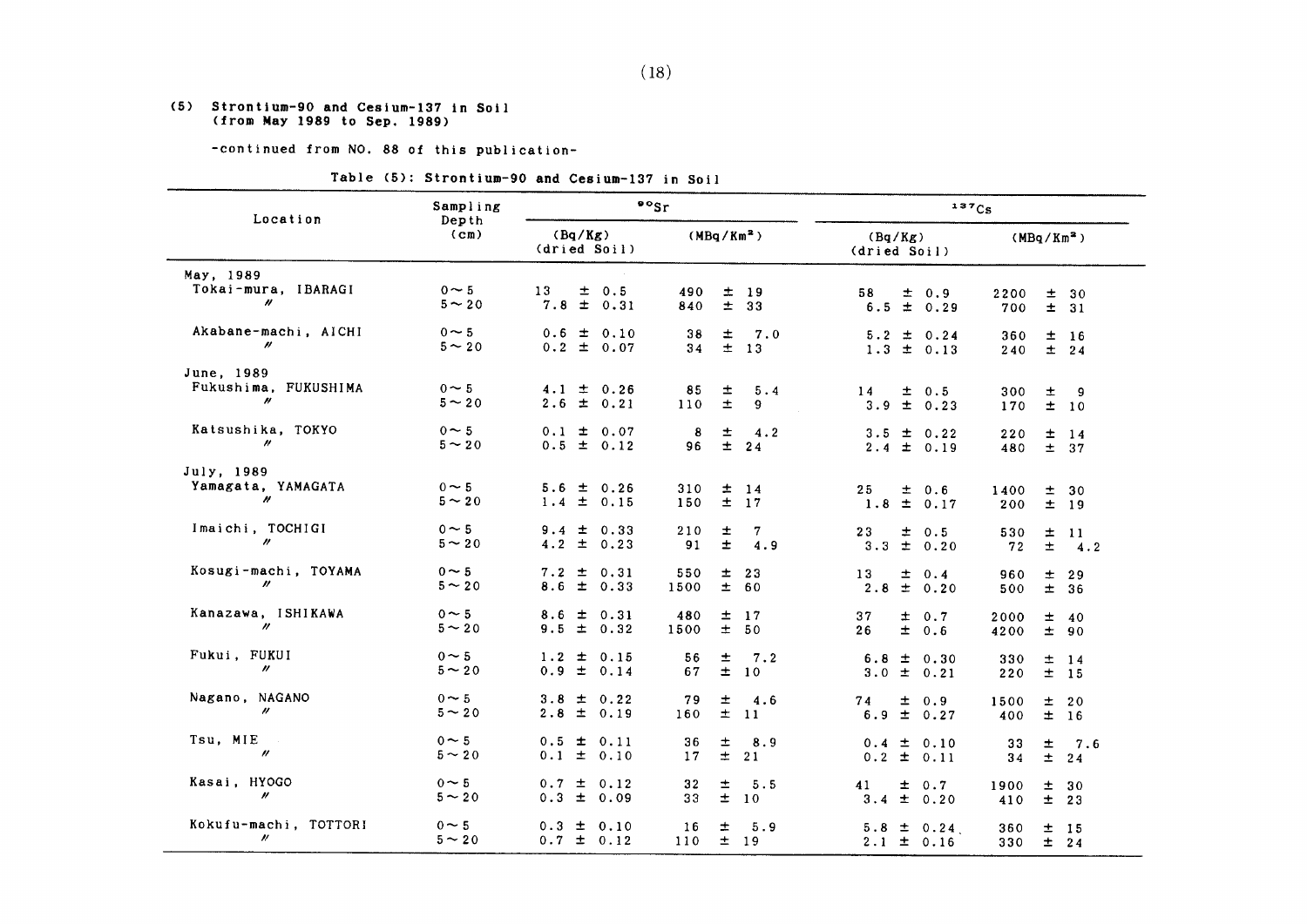### (5) Strontium-90 and Cesium-137 in Soil (from May 1989 to Sep. 1989)

-continued from NO. 88 of this publication-

Table (5): Strontium-90 and Cesium-137 in Soil

| Location | Sampling Depth (cm) | $^{90}Sr$ | | $^{137}Cs$ | |
|---|---|---|---|---|---|
| | | (Bq/Kg) (dried Soil) | ($MBq/Km^2$) | (Bq/Kg) (dried Soil) | ($MBq/Km^2$) |
| May, 1989 | | | | | |
| Tokai-mura, IBARAGI | 0~5 | 13 ± 0.5 | 490 ± 19 | 58 ± 0.9 | 2200 ± 30 |
| 〃 | 5~20 | 7.8 ± 0.31 | 840 ± 33 | 6.5 ± 0.29 | 700 ± 31 |
| Akabane-machi, AICHI | 0~5 | 0.6 ± 0.10 | 38 ± 7.0 | 5.2 ± 0.24 | 360 ± 16 |
| 〃 | 5~20 | 0.2 ± 0.07 | 34 ± 13 | 1.3 ± 0.13 | 240 ± 24 |
| June, 1989 | | | | | |
| Fukushima, FUKUSHIMA | 0~5 | 4.1 ± 0.26 | 85 ± 5.4 | 14 ± 0.5 | 300 ± 9 |
| 〃 | 5~20 | 2.6 ± 0.21 | 110 ± 9 | 3.9 ± 0.23 | 170 ± 10 |
| Katsushika, TOKYO | 0~5 | 0.1 ± 0.07 | 8 ± 4.2 | 3.5 ± 0.22 | 220 ± 14 |
| 〃 | 5~20 | 0.5 ± 0.12 | 96 ± 24 | 2.4 ± 0.19 | 480 ± 37 |
| July, 1989 | | | | | |
| Yamagata, YAMAGATA | 0~5 | 5.6 ± 0.26 | 310 ± 14 | 25 ± 0.6 | 1400 ± 30 |
| 〃 | 5~20 | 1.4 ± 0.15 | 150 ± 17 | 1.8 ± 0.17 | 200 ± 19 |
| Imaichi, TOCHIGI | 0~5 | 9.4 ± 0.33 | 210 ± 7 | 23 ± 0.5 | 530 ± 11 |
| 〃 | 5~20 | 4.2 ± 0.23 | 91 ± 4.9 | 3.3 ± 0.20 | 72 ± 4.2 |
| Kosugi-machi, TOYAMA | 0~5 | 7.2 ± 0.31 | 550 ± 23 | 13 ± 0.4 | 960 ± 29 |
| 〃 | 5~20 | 8.6 ± 0.33 | 1500 ± 60 | 2.8 ± 0.20 | 500 ± 36 |
| Kanazawa, ISHIKAWA | 0~5 | 8.6 ± 0.31 | 480 ± 17 | 37 ± 0.7 | 2000 ± 40 |
| 〃 | 5~20 | 9.5 ± 0.32 | 1500 ± 50 | 26 ± 0.6 | 4200 ± 90 |
| Fukui, FUKUI | 0~5 | 1.2 ± 0.15 | 56 ± 7.2 | 6.8 ± 0.30 | 330 ± 14 |
| 〃 | 5~20 | 0.9 ± 0.14 | 67 ± 10 | 3.0 ± 0.21 | 220 ± 15 |
| Nagano, NAGANO | 0~5 | 3.8 ± 0.22 | 79 ± 4.6 | 74 ± 0.9 | 1500 ± 20 |
| 〃 | 5~20 | 2.8 ± 0.19 | 160 ± 11 | 6.9 ± 0.27 | 400 ± 16 |
| Tsu, MIE | 0~5 | 0.5 ± 0.11 | 36 ± 8.9 | 0.4 ± 0.10 | 33 ± 7.6 |
| 〃 | 5~20 | 0.1 ± 0.10 | 17 ± 21 | 0.2 ± 0.11 | 34 ± 24 |
| Kasai, HYOGO | 0~5 | 0.7 ± 0.12 | 32 ± 5.5 | 41 ± 0.7 | 1900 ± 30 |
| 〃 | 5~20 | 0.3 ± 0.09 | 33 ± 10 | 3.4 ± 0.20 | 410 ± 23 |
| Kokufu-machi, TOTTORI | 0~5 | 0.3 ± 0.10 | 16 ± 5.9 | 5.8 ± 0.24 | 360 ± 15 |
| 〃 | 5~20 | 0.7 ± 0.12 | 110 ± 19 | 2.1 ± 0.16 | 330 ± 24 |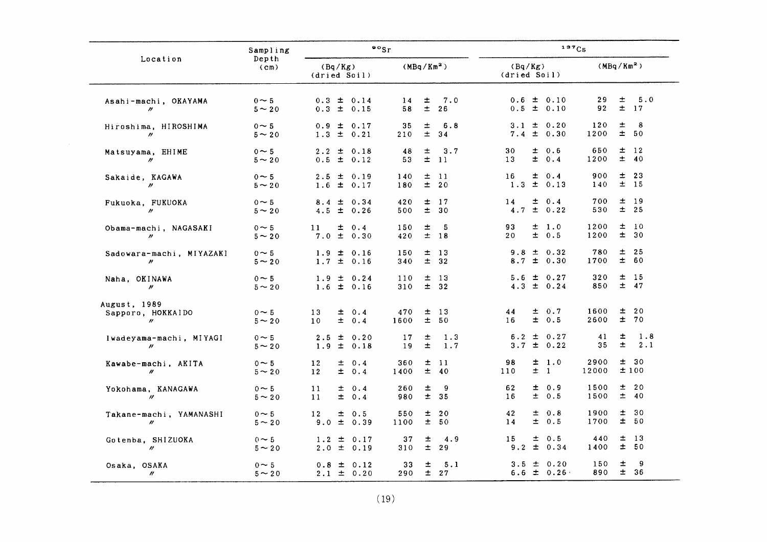| Location | Sampling Depth (cm) | $^{90}Sr$ | | $^{137}Cs$ | |
|---|---|---|---|---|---|
| | | (Bq/Kg) (dried Soil) | (MBq/Km$^2$) | (Bq/Kg) (dried Soil) | (MBq/Km$^2$) |
| Asahi-machi, OKAYAMA | 0～5 | 0.3 ± 0.14 | 14 ± 7.0 | 0.6 ± 0.10 | 29 ± 5.0 |
| 〃 | 5～20 | 0.3 ± 0.15 | 58 ± 26 | 0.5 ± 0.10 | 92 ± 17 |
| Hiroshima, HIROSHIMA | 0～5 | 0.9 ± 0.17 | 35 ± 6.8 | 3.1 ± 0.20 | 120 ± 8 |
| 〃 | 5～20 | 1.3 ± 0.21 | 210 ± 34 | 7.4 ± 0.30 | 1200 ± 50 |
| Matsuyama, EHIME | 0～5 | 2.2 ± 0.18 | 48 ± 3.7 | 30 ± 0.6 | 650 ± 12 |
| 〃 | 5～20 | 0.5 ± 0.12 | 53 ± 11 | 13 ± 0.4 | 1200 ± 40 |
| Sakaide, KAGAWA | 0～5 | 2.5 ± 0.19 | 140 ± 11 | 16 ± 0.4 | 900 ± 23 |
| 〃 | 5～20 | 1.6 ± 0.17 | 180 ± 20 | 1.3 ± 0.13 | 140 ± 15 |
| Fukuoka, FUKUOKA | 0～5 | 8.4 ± 0.34 | 420 ± 17 | 14 ± 0.4 | 700 ± 19 |
| 〃 | 5～20 | 4.5 ± 0.26 | 500 ± 30 | 4.7 ± 0.22 | 530 ± 25 |
| Obama-machi, NAGASAKI | 0～5 | 11 ± 0.4 | 150 ± 5 | 93 ± 1.0 | 1200 ± 10 |
| 〃 | 5～20 | 7.0 ± 0.30 | 420 ± 18 | 20 ± 0.5 | 1200 ± 30 |
| Sadowara-machi, MIYAZAKI | 0～5 | 1.9 ± 0.16 | 150 ± 13 | 9.8 ± 0.32 | 780 ± 25 |
| 〃 | 5～20 | 1.7 ± 0.16 | 340 ± 32 | 8.7 ± 0.30 | 1700 ± 60 |
| Naha, OKINAWA | 0～5 | 1.9 ± 0.24 | 110 ± 13 | 5.6 ± 0.27 | 320 ± 15 |
| 〃 | 5～20 | 1.6 ± 0.16 | 310 ± 32 | 4.3 ± 0.24 | 850 ± 47 |
| August, 1989 | | | | | |
| Sapporo, HOKKAIDO | 0～5 | 13 ± 0.4 | 470 ± 13 | 44 ± 0.7 | 1600 ± 20 |
| 〃 | 5～20 | 10 ± 0.4 | 1600 ± 50 | 16 ± 0.5 | 2600 ± 70 |
| Iwadeyama-machi, MIYAGI | 0～5 | 2.5 ± 0.20 | 17 ± 1.3 | 6.2 ± 0.27 | 41 ± 1.8 |
| 〃 | 5～20 | 1.9 ± 0.18 | 19 ± 1.7 | 3.7 ± 0.22 | 35 ± 2.1 |
| Kawabe-machi, AKITA | 0～5 | 12 ± 0.4 | 360 ± 11 | 98 ± 1.0 | 2900 ± 30 |
| 〃 | 5～20 | 12 ± 0.4 | 1400 ± 40 | 110 ± 1 | 12000 ± 100 |
| Yokohama, KANAGAWA | 0～5 | 11 ± 0.4 | 260 ± 9 | 62 ± 0.9 | 1500 ± 20 |
| 〃 | 5～20 | 11 ± 0.4 | 980 ± 35 | 16 ± 0.5 | 1500 ± 40 |
| Takane-machi, YAMANASHI | 0～5 | 12 ± 0.5 | 550 ± 20 | 42 ± 0.8 | 1900 ± 30 |
| 〃 | 5～20 | 9.0 ± 0.39 | 1100 ± 50 | 14 ± 0.5 | 1700 ± 50 |
| Gotenba, SHIZUOKA | 0～5 | 1.2 ± 0.17 | 37 ± 4.9 | 15 ± 0.5 | 440 ± 13 |
| 〃 | 5～20 | 2.0 ± 0.19 | 310 ± 29 | 9.2 ± 0.34 | 1400 ± 50 |
| Osaka, OSAKA | 0～5 | 0.8 ± 0.12 | 33 ± 5.1 | 3.5 ± 0.20 | 150 ± 9 |
| 〃 | 5～20 | 2.1 ± 0.20 | 290 ± 27 | 6.6 ± 0.26 | 890 ± 36 |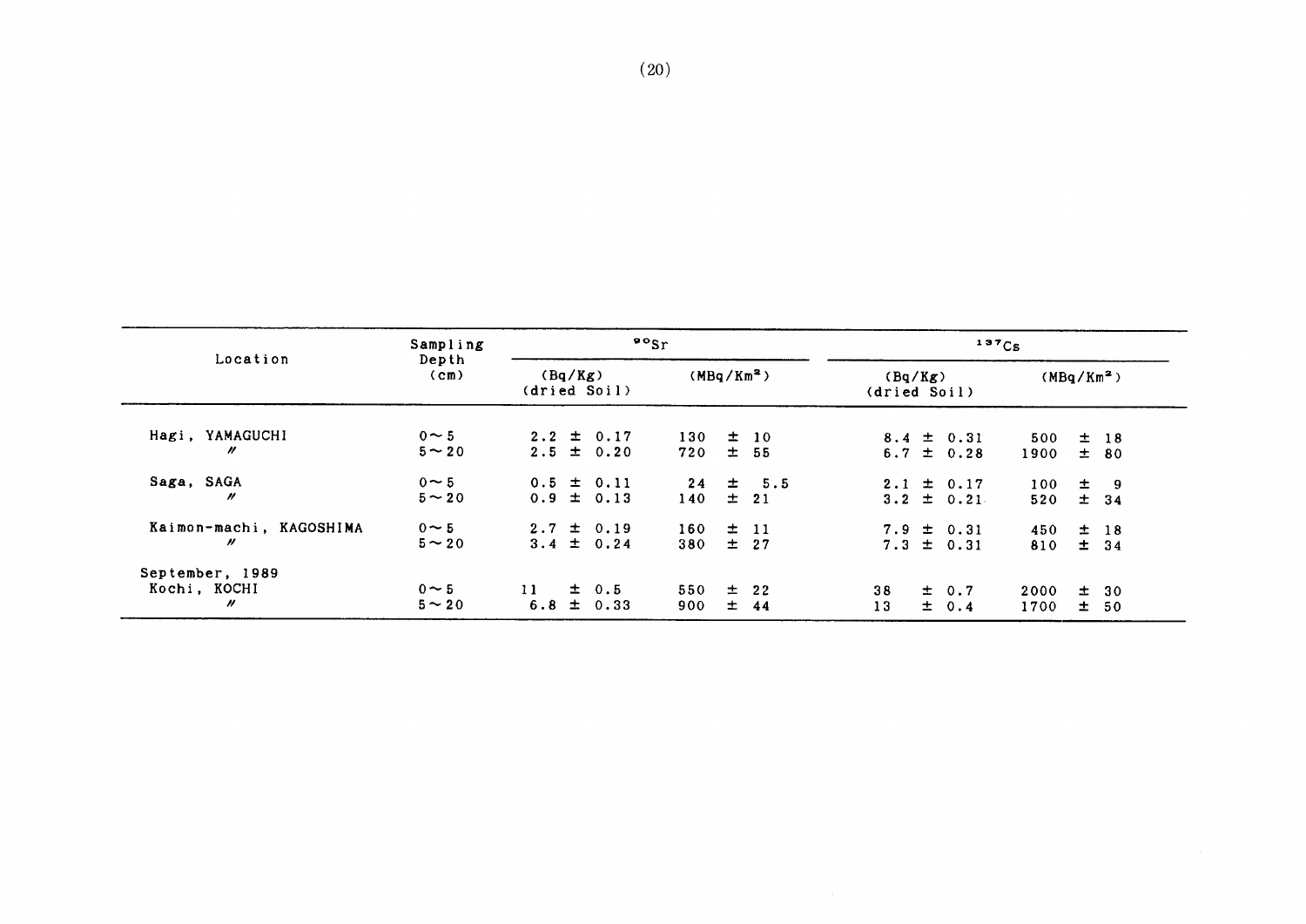| Location | Sampling Depth (cm) | $^{90}Sr$ | | $^{137}Cs$ | |
|---|---|---|---|---|---|
| | | (Bq/Kg) (dried Soil) | (MBq/Km²) | (Bq/Kg) (dried Soil) | (MBq/Km²) |
| Hagi, YAMAGUCHI | 0～5 | 2.2 ± 0.17 | 130 ± 10 | 8.4 ± 0.31 | 500 ± 18 |
| 〃 | 5～20 | 2.5 ± 0.20 | 720 ± 55 | 6.7 ± 0.28 | 1900 ± 80 |
| Saga, SAGA | 0～5 | 0.5 ± 0.11 | 24 ± 5.5 | 2.1 ± 0.17 | 100 ± 9 |
| 〃 | 5～20 | 0.9 ± 0.13 | 140 ± 21 | 3.2 ± 0.21 | 520 ± 34 |
| Kaimon-machi, KAGOSHIMA | 0～5 | 2.7 ± 0.19 | 160 ± 11 | 7.9 ± 0.31 | 450 ± 18 |
| 〃 | 5～20 | 3.4 ± 0.24 | 380 ± 27 | 7.3 ± 0.31 | 810 ± 34 |
| September, 1989 | | | | | |
| Kochi, KOCHI | 0～5 | 11 ± 0.5 | 550 ± 22 | 38 ± 0.7 | 2000 ± 30 |
| 〃 | 5～20 | 6.8 ± 0.33 | 900 ± 44 | 13 ± 0.4 | 1700 ± 50 |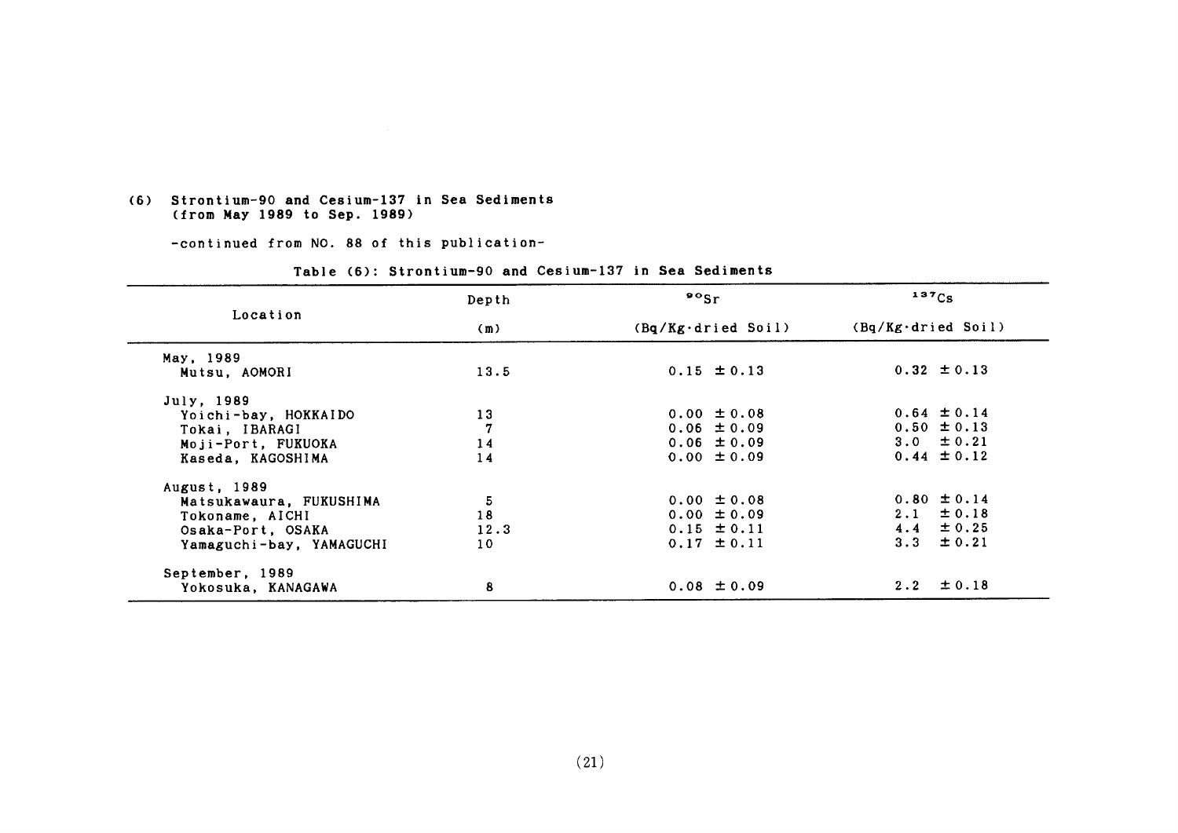## (6) Strontium-90 and Cesium-137 in Sea Sediments (from May 1989 to Sep. 1989)

-continued from NO. 88 of this publication-

Table (6): Strontium-90 and Cesium-137 in Sea Sediments

| Location | Depth | $^{90}Sr$ | $^{137}Cs$ |
|---|---|---|---|
| | (m) | (Bq/Kg·dried Soil) | (Bq/Kg·dried Soil) |
| May, 1989 | | | |
| Mutsu, AOMORI | 13.5 | 0.15 ±0.13 | 0.32 ±0.13 |
| July, 1989 | | | |
| Yoichi-bay, HOKKAIDO | 13 | 0.00 ±0.08 | 0.64 ±0.14 |
| Tokai, IBARAGI | 7 | 0.06 ±0.09 | 0.50 ±0.13 |
| Moji-Port, FUKUOKA | 14 | 0.06 ±0.09 | 3.0 ±0.21 |
| Kaseda, KAGOSHIMA | 14 | 0.00 ±0.09 | 0.44 ±0.12 |
| August, 1989 | | | |
| Matsukawaura, FUKUSHIMA | 5 | 0.00 ±0.08 | 0.80 ±0.14 |
| Tokoname, AICHI | 18 | 0.00 ±0.09 | 2.1 ±0.18 |
| Osaka-Port, OSAKA | 12.3 | 0.15 ±0.11 | 4.4 ±0.25 |
| Yamaguchi-bay, YAMAGUCHI | 10 | 0.17 ±0.11 | 3.3 ±0.21 |
| September, 1989 | | | |
| Yokosuka, KANAGAWA | 8 | 0.08 ±0.09 | 2.2 ±0.18 |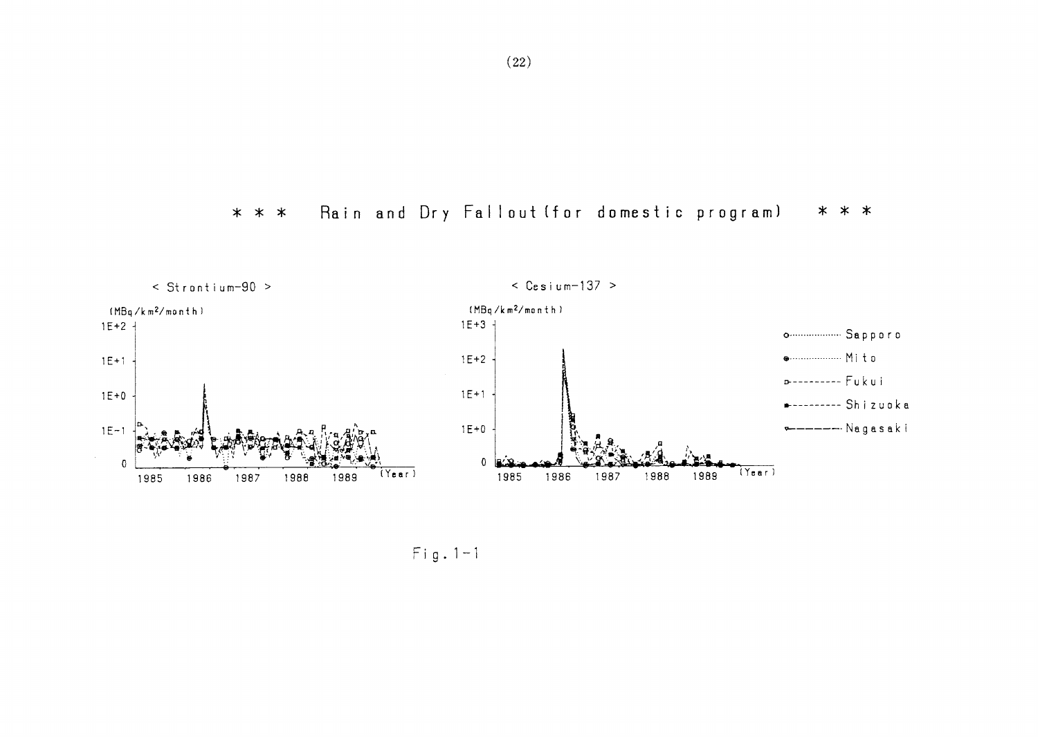## * * * Rain and Dry Fallout (for domestic program) * * *

< Strontium-90 >

(MBq/km²/month)

1E+2

1E+1

1E+0

1E-1

0

1985 1986 1987 1988 1989 (Year)

< Cesium-137 >

(MBq/km²/month)

1E+3

1E+2

1E+1

1E+0

0

1985 1986 1987 1988 1989 (Year)

- Sapporo
- Mito
- Fukui
- Shizuoka
- Nagasaki

Fig. 1-1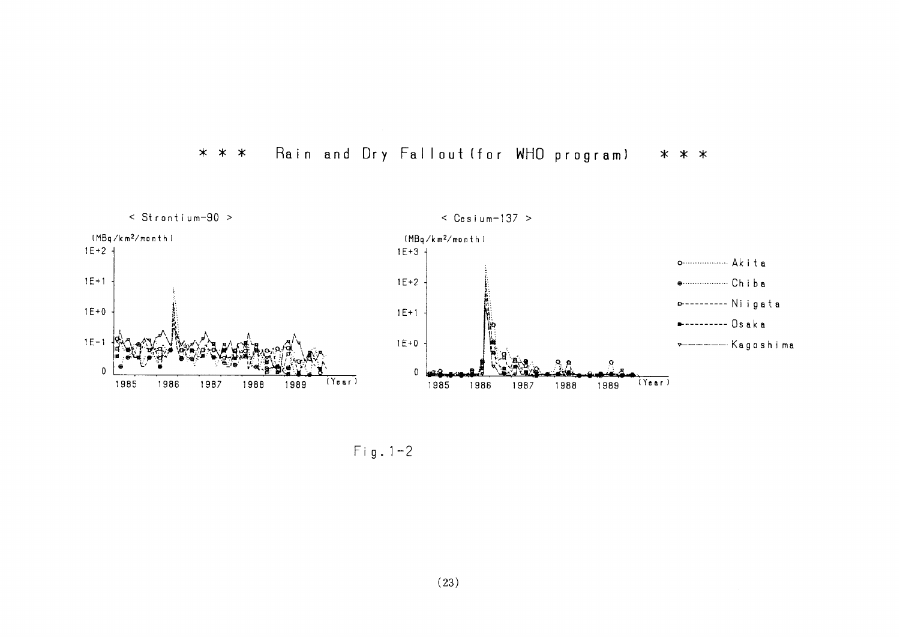# \* \* \* Rain and Dry Fallout (for WHO program) \* \* \*

< Strontium-90 >

(MBq/km²/month)

1E+2

1E+1

1E+0

1E−1

0

1985 1986 1987 1988 1989 (Year)

< Cesium-137 >

(MBq/km²/month)

1E+3

1E+2

1E+1

1E+0

0

1985 1986 1987 1988 1989 (Year)

- o·················· Akita
- ●·················· Chiba
- □---------- Niigata
- ■---------- Osaka
- ▽———— Kagoshima

Fig. 1-2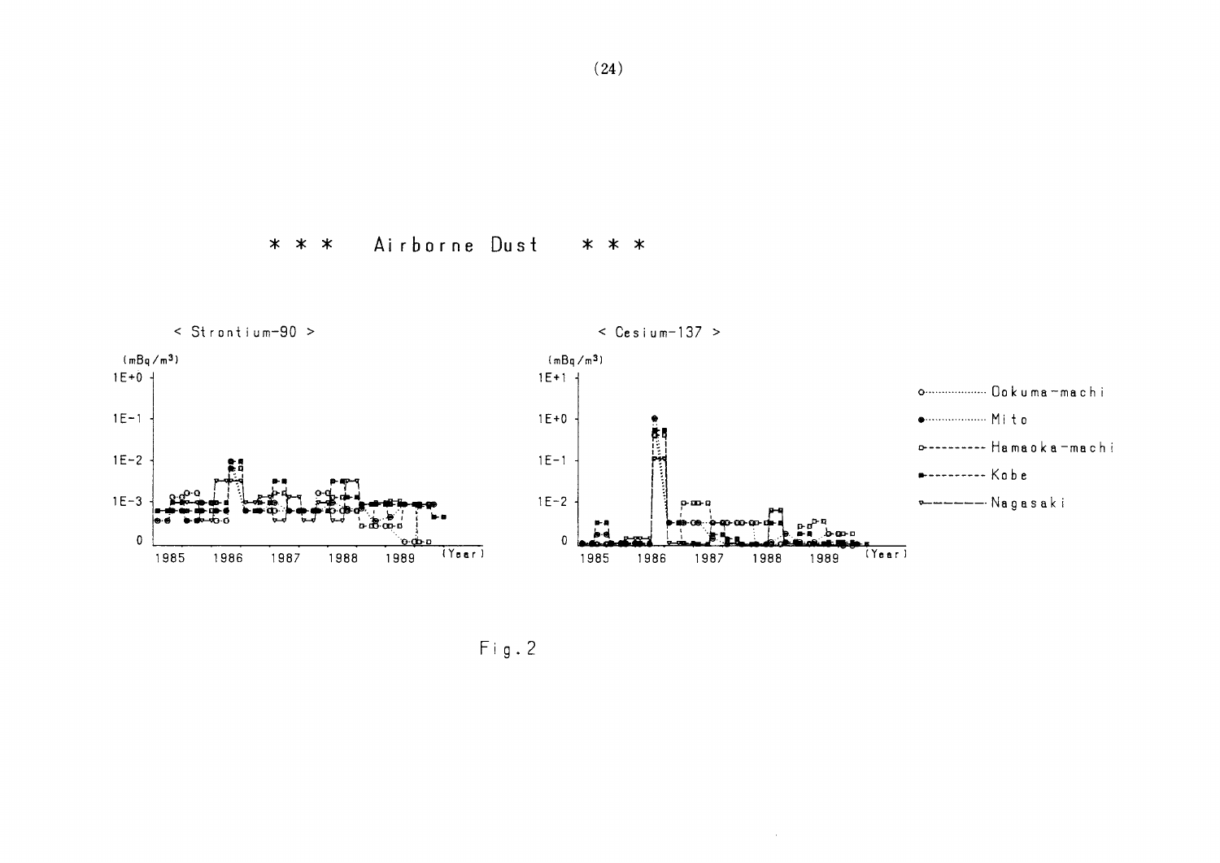# * * * Airborne Dust * * *

< Strontium-90 >

< Cesium-137 >

Fig. 2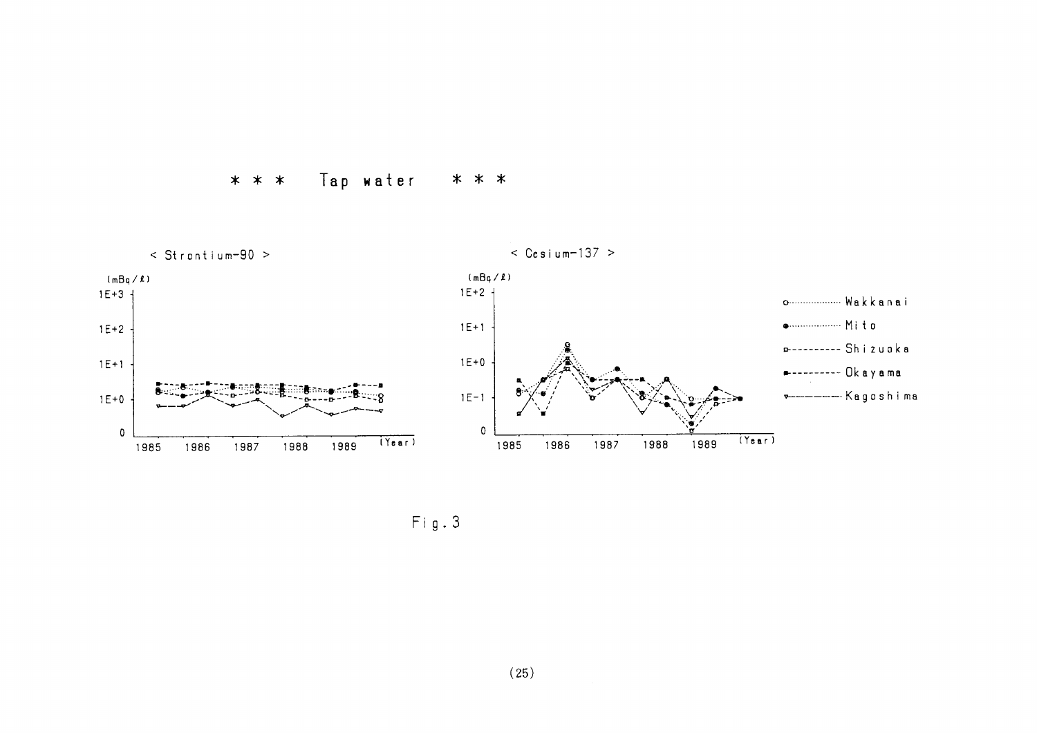*** Tap water ***

< Strontium-90 >

(mBq/ℓ)

1E+3

1E+2

1E+1

1E+0

0

1985 1986 1987 1988 1989 (Year)

< Cesium-137 >

(mBq/ℓ)

1E+2

1E+1

1E+0

1E-1

0

1985 1986 1987 1988 1989 (Year)

○ Wakkanai

● Mito

□ Shizuoka

■ Okayama

▽ Kagoshima

Fig.3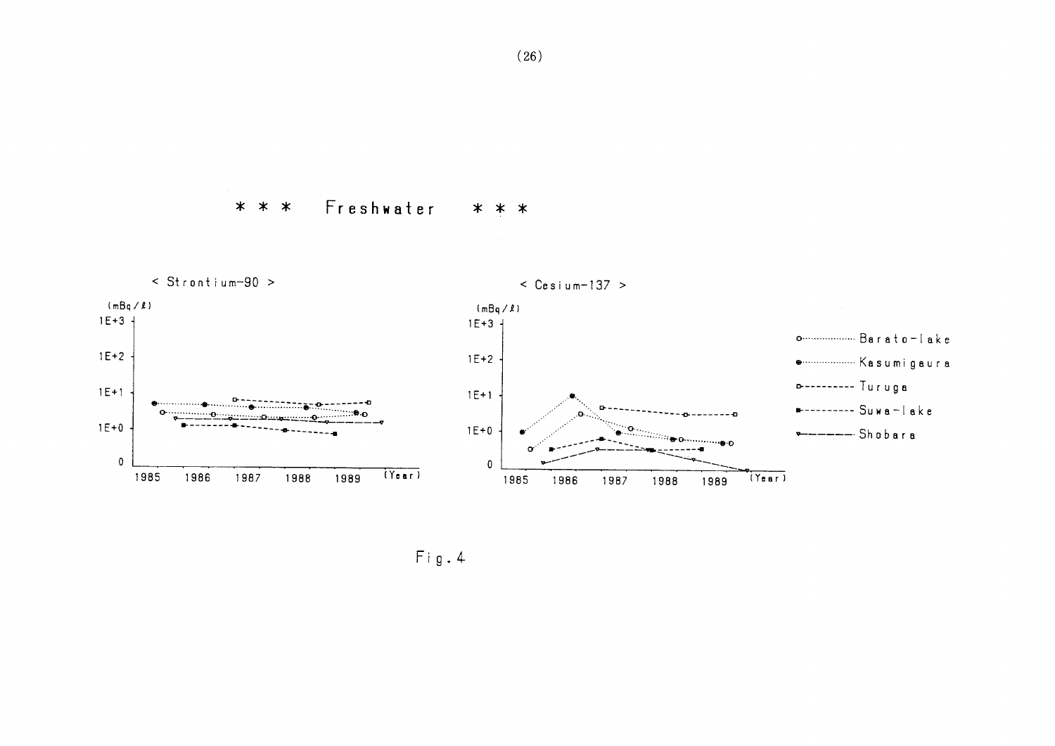# * * * Freshwater * * *

< Strontium-90 >

(mBq/ℓ)

< Cesium-137 >

(mBq/ℓ)

○ Barato-lake
● Kasumigaura
□ Turuga
■ Suwa-lake
▽ Shobara

Fig.4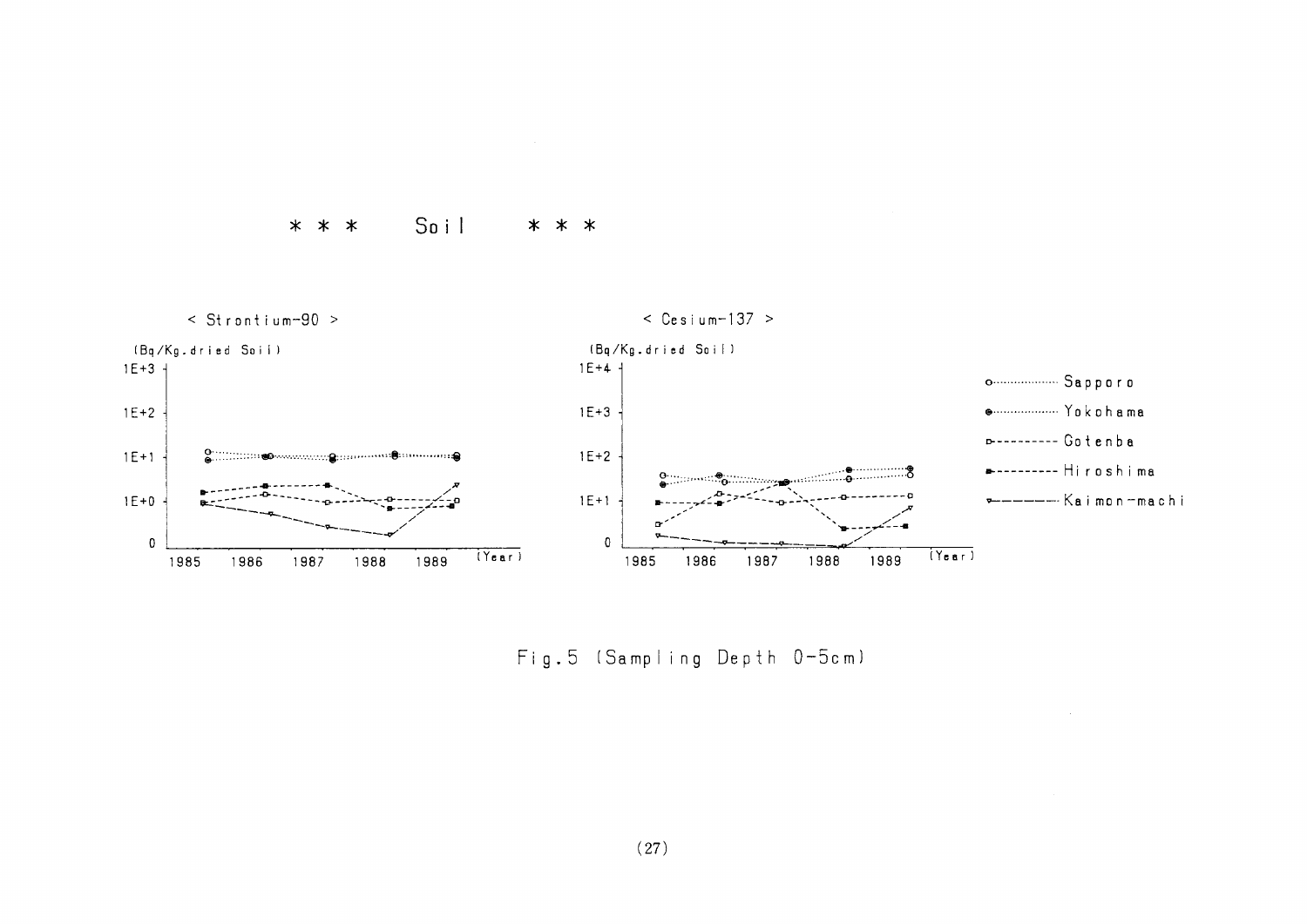# * * * Soil * * *

< Strontium-90 >

(Bq/Kg.dried Soil)

< Cesium-137 >

(Bq/Kg.dried Soil)

Legend: Sapporo, Yokohama, Gotenba, Hiroshima, Kaimon-machi

Fig.5 (Sampling Depth 0-5cm)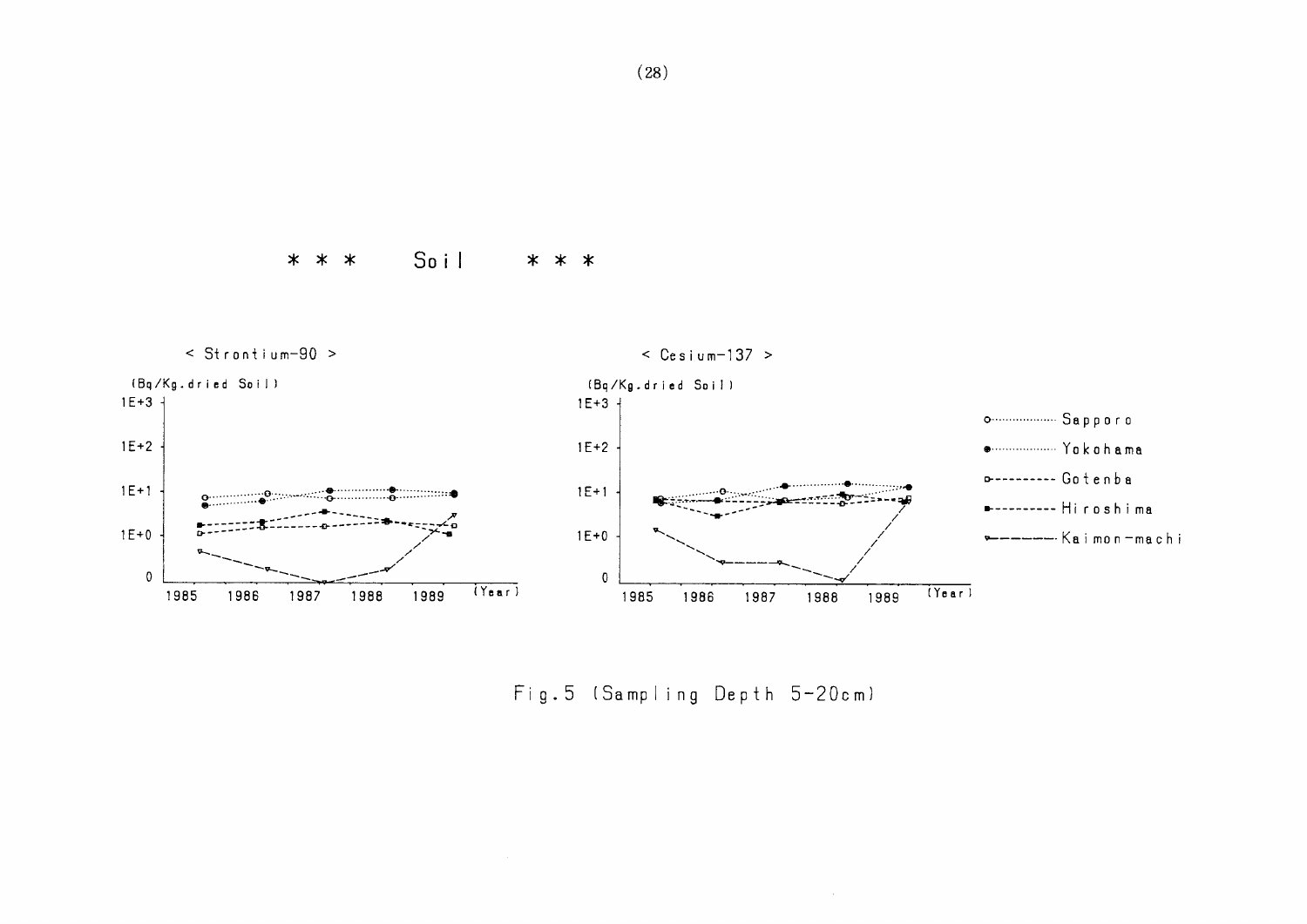\* \* \* Soil \* \* \*

< Strontium-90 >

(Bq/Kg.dried Soil)

< Cesium-137 >

(Bq/Kg.dried Soil)

Sapporo

Yokohama

Gotenba

Hiroshima

Kaimon-machi

Fig.5 (Sampling Depth 5-20cm)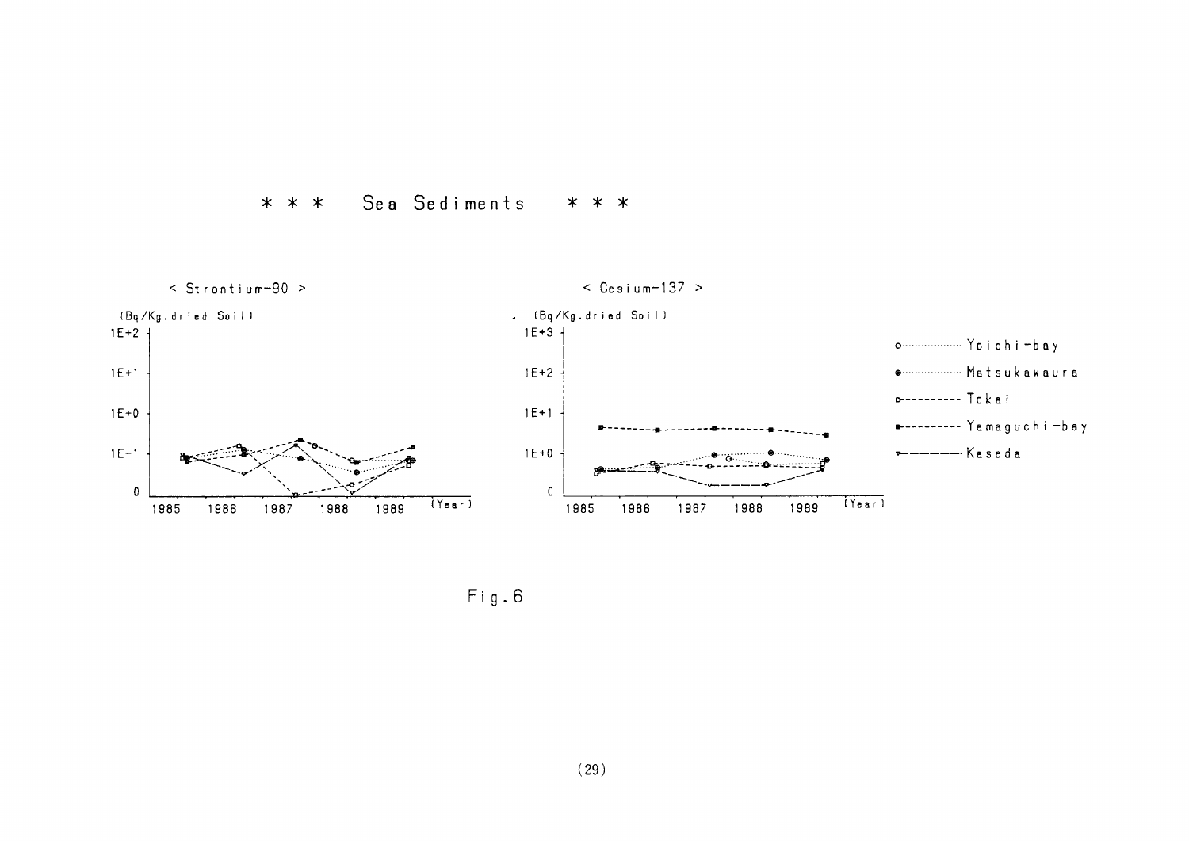## \* \* \*  Sea Sediments  \* \* \*

< Strontium-90 >

(Bq/Kg.dried Soil)

1E+2

1E+1

1E+0

1E-1

0

1985 1986 1987 1988 1989 (Year)

< Cesium-137 >

(Bq/Kg.dried Soil)

1E+3

1E+2

1E+1

1E+0

0

1985 1986 1987 1988 1989 (Year)

- Yoichi-bay
- Matsukawaura
- Tokai
- Yamaguchi-bay
- Kaseda

Fig.6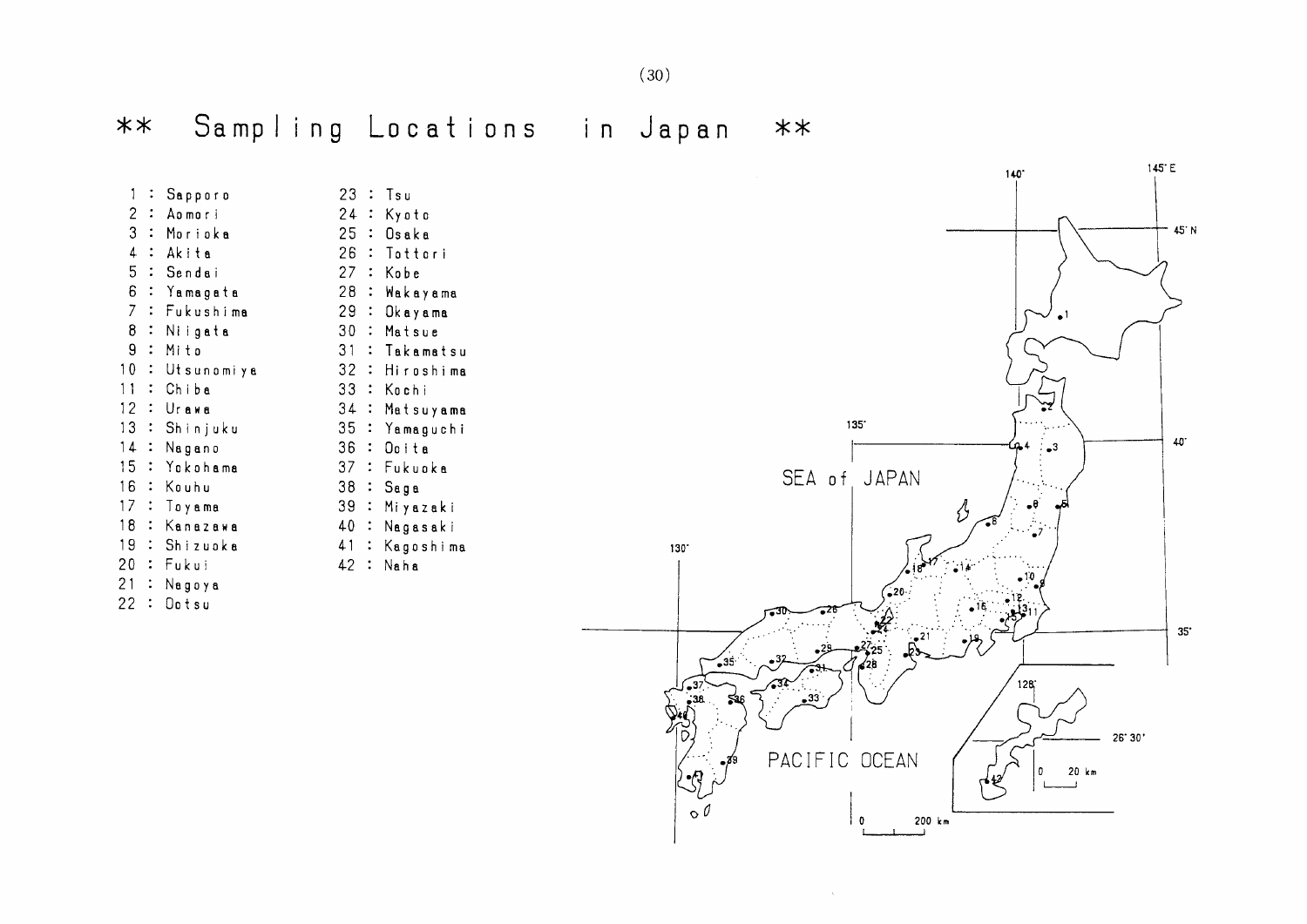# ** Sampling Locations in Japan **

1 : Sapporo
2 : Aomori
3 : Morioka
4 : Akita
5 : Sendai
6 : Yamagata
7 : Fukushima
8 : Niigata
9 : Mito
10 : Utsunomiya
11 : Chiba
12 : Urawa
13 : Shinjuku
14 : Nagano
15 : Yokohama
16 : Kouhu
17 : Toyama
18 : Kanazawa
19 : Shizuoka
20 : Fukui
21 : Nagoya
22 : Ootsu
23 : Tsu
24 : Kyoto
25 : Osaka
26 : Tottori
27 : Kobe
28 : Wakayama
29 : Okayama
30 : Matsue
31 : Takamatsu
32 : Hiroshima
33 : Kochi
34 : Matsuyama
35 : Yamaguchi
36 : Ooita
37 : Fukuoka
38 : Saga
39 : Miyazaki
40 : Nagasaki
41 : Kagoshima
42 : Naha

140°
145°E
45°N
135°
40°
SEA of JAPAN
130°
35°
128°
26°30'
PACIFIC OCEAN
0 20 km
0 200 km